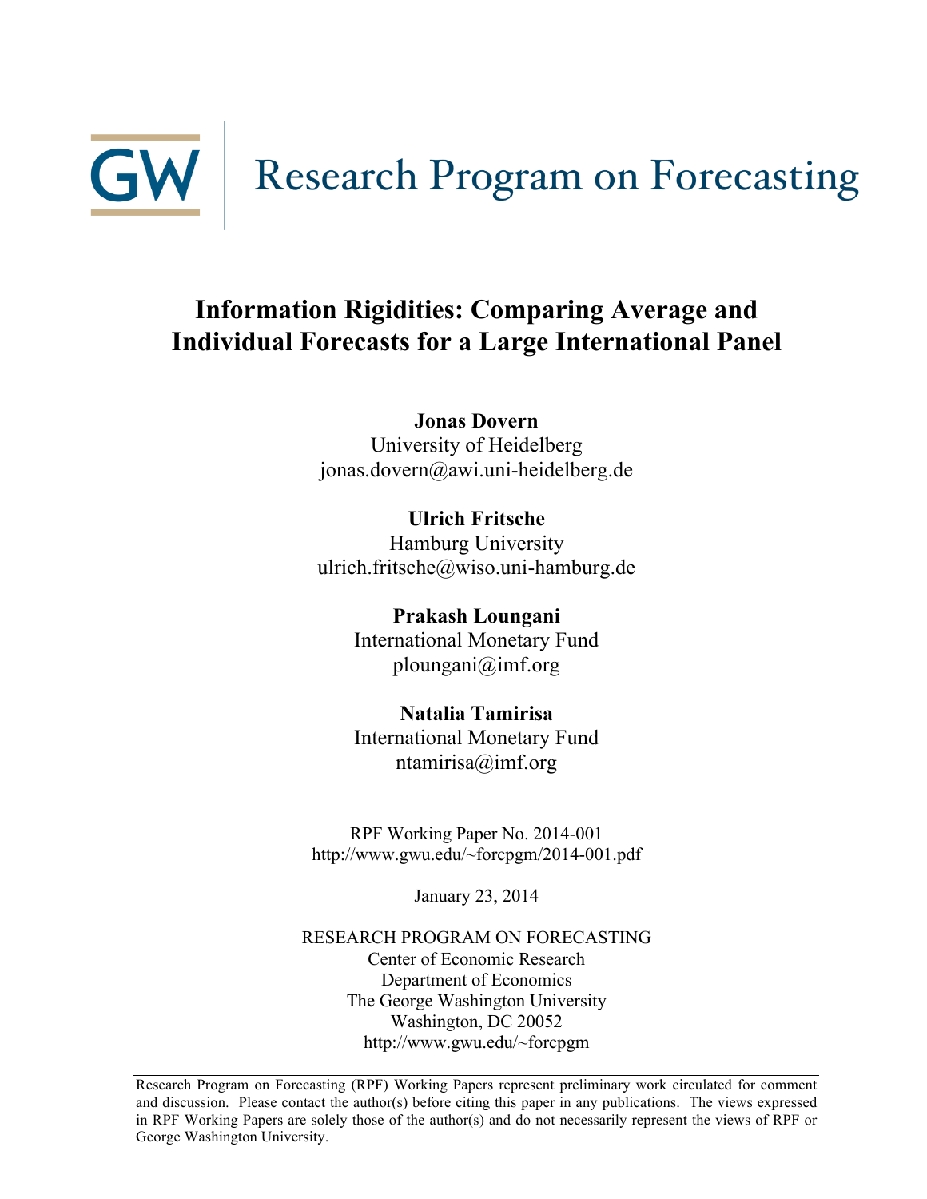# GW | Research Program on Forecasting

## Information Rigidities: Comparing Average and Individual Forecasts for a Large International Panel

**Jonas Dovern**
University of Heidelberg
jonas.dovern@awi.uni-heidelberg.de

**Ulrich Fritsche**
Hamburg University
ulrich.fritsche@wiso.uni-hamburg.de

**Prakash Loungani**
International Monetary Fund
ploungani@imf.org

**Natalia Tamirisa**
International Monetary Fund
ntamirisa@imf.org

RPF Working Paper No. 2014-001
http://www.gwu.edu/~forcpgm/2014-001.pdf

January 23, 2014

RESEARCH PROGRAM ON FORECASTING
Center of Economic Research
Department of Economics
The George Washington University
Washington, DC 20052
http://www.gwu.edu/~forcpgm

---

Research Program on Forecasting (RPF) Working Papers represent preliminary work circulated for comment and discussion. Please contact the author(s) before citing this paper in any publications. The views expressed in RPF Working Papers are solely those of the author(s) and do not necessarily represent the views of RPF or George Washington University.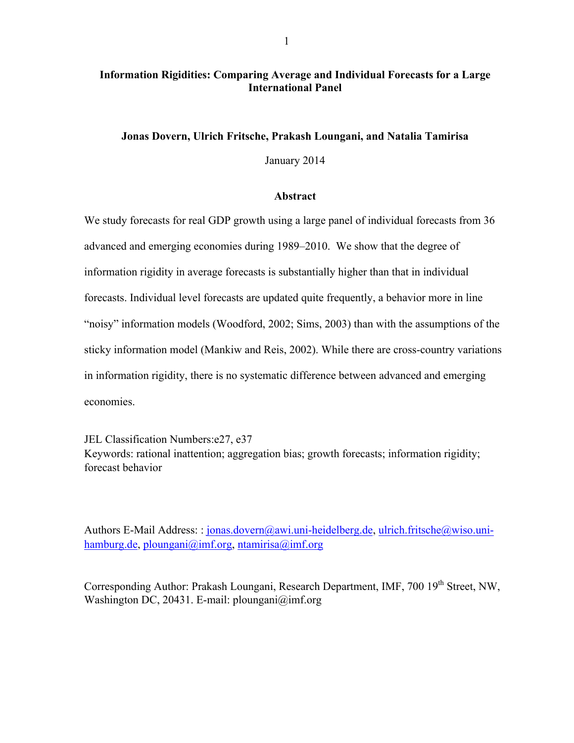**Information Rigidities: Comparing Average and Individual Forecasts for a Large International Panel**

**Jonas Dovern, Ulrich Fritsche, Prakash Loungani, and Natalia Tamirisa**

January 2014

**Abstract**

We study forecasts for real GDP growth using a large panel of individual forecasts from 36 advanced and emerging economies during 1989–2010. We show that the degree of information rigidity in average forecasts is substantially higher than that in individual forecasts. Individual level forecasts are updated quite frequently, a behavior more in line "noisy" information models (Woodford, 2002; Sims, 2003) than with the assumptions of the sticky information model (Mankiw and Reis, 2002). While there are cross-country variations in information rigidity, there is no systematic difference between advanced and emerging economies.

JEL Classification Numbers:e27, e37
Keywords: rational inattention; aggregation bias; growth forecasts; information rigidity; forecast behavior

Authors E-Mail Address: : jonas.dovern@awi.uni-heidelberg.de, ulrich.fritsche@wiso.uni-hamburg.de, ploungani@imf.org, ntamirisa@imf.org

Corresponding Author: Prakash Loungani, Research Department, IMF, 700 19th Street, NW, Washington DC, 20431. E-mail: ploungani@imf.org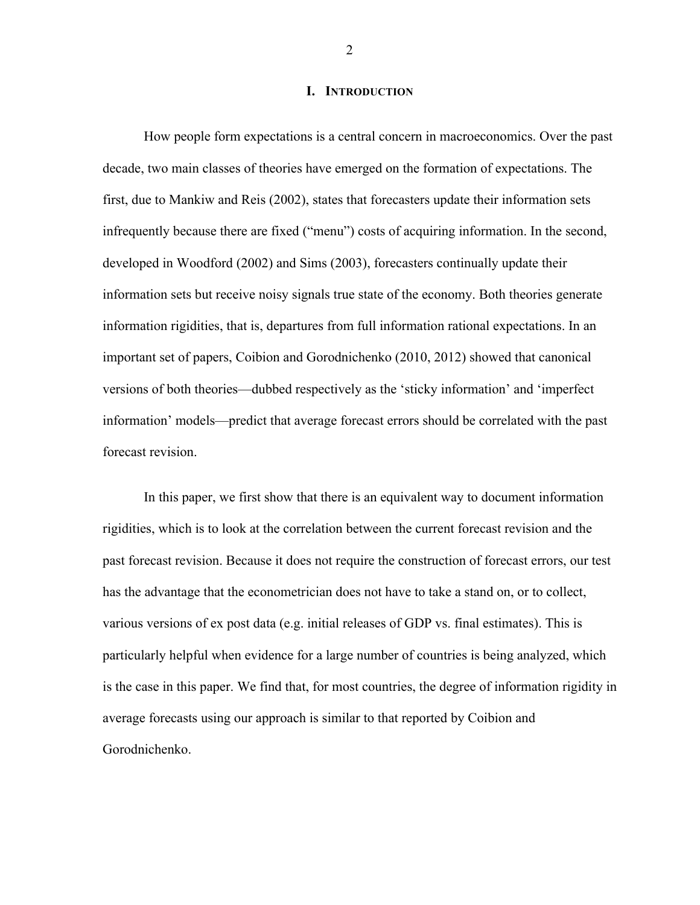# I. INTRODUCTION

How people form expectations is a central concern in macroeconomics. Over the past decade, two main classes of theories have emerged on the formation of expectations. The first, due to Mankiw and Reis (2002), states that forecasters update their information sets infrequently because there are fixed ("menu") costs of acquiring information. In the second, developed in Woodford (2002) and Sims (2003), forecasters continually update their information sets but receive noisy signals true state of the economy. Both theories generate information rigidities, that is, departures from full information rational expectations. In an important set of papers, Coibion and Gorodnichenko (2010, 2012) showed that canonical versions of both theories—dubbed respectively as the 'sticky information' and 'imperfect information' models—predict that average forecast errors should be correlated with the past forecast revision.

In this paper, we first show that there is an equivalent way to document information rigidities, which is to look at the correlation between the current forecast revision and the past forecast revision. Because it does not require the construction of forecast errors, our test has the advantage that the econometrician does not have to take a stand on, or to collect, various versions of ex post data (e.g. initial releases of GDP vs. final estimates). This is particularly helpful when evidence for a large number of countries is being analyzed, which is the case in this paper. We find that, for most countries, the degree of information rigidity in average forecasts using our approach is similar to that reported by Coibion and Gorodnichenko.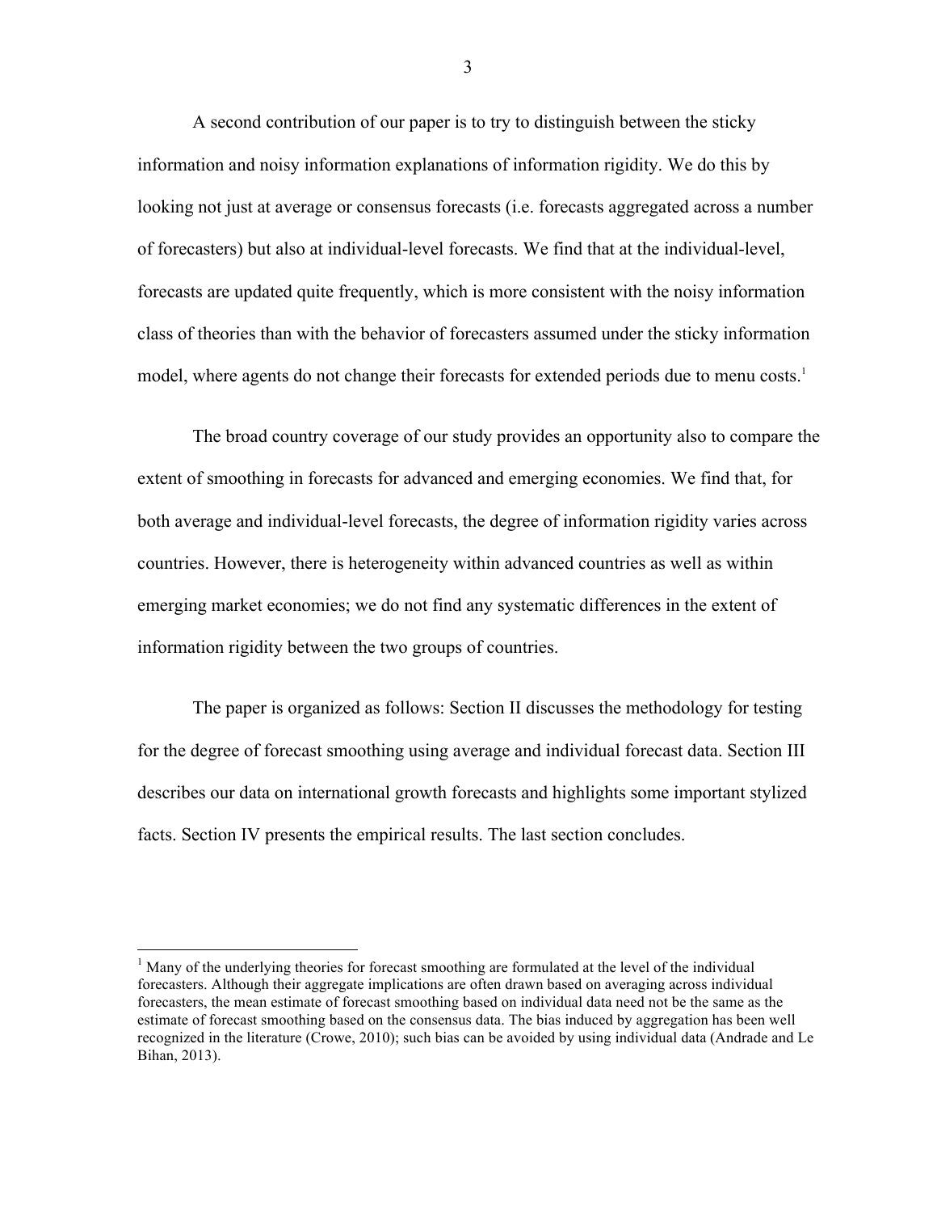A second contribution of our paper is to try to distinguish between the sticky information and noisy information explanations of information rigidity. We do this by looking not just at average or consensus forecasts (i.e. forecasts aggregated across a number of forecasters) but also at individual-level forecasts. We find that at the individual-level, forecasts are updated quite frequently, which is more consistent with the noisy information class of theories than with the behavior of forecasters assumed under the sticky information model, where agents do not change their forecasts for extended periods due to menu costs.[1]

The broad country coverage of our study provides an opportunity also to compare the extent of smoothing in forecasts for advanced and emerging economies. We find that, for both average and individual-level forecasts, the degree of information rigidity varies across countries. However, there is heterogeneity within advanced countries as well as within emerging market economies; we do not find any systematic differences in the extent of information rigidity between the two groups of countries.

The paper is organized as follows: Section II discusses the methodology for testing for the degree of forecast smoothing using average and individual forecast data. Section III describes our data on international growth forecasts and highlights some important stylized facts. Section IV presents the empirical results. The last section concludes.

[1] Many of the underlying theories for forecast smoothing are formulated at the level of the individual forecasters. Although their aggregate implications are often drawn based on averaging across individual forecasters, the mean estimate of forecast smoothing based on individual data need not be the same as the estimate of forecast smoothing based on the consensus data. The bias induced by aggregation has been well recognized in the literature (Crowe, 2010); such bias can be avoided by using individual data (Andrade and Le Bihan, 2013).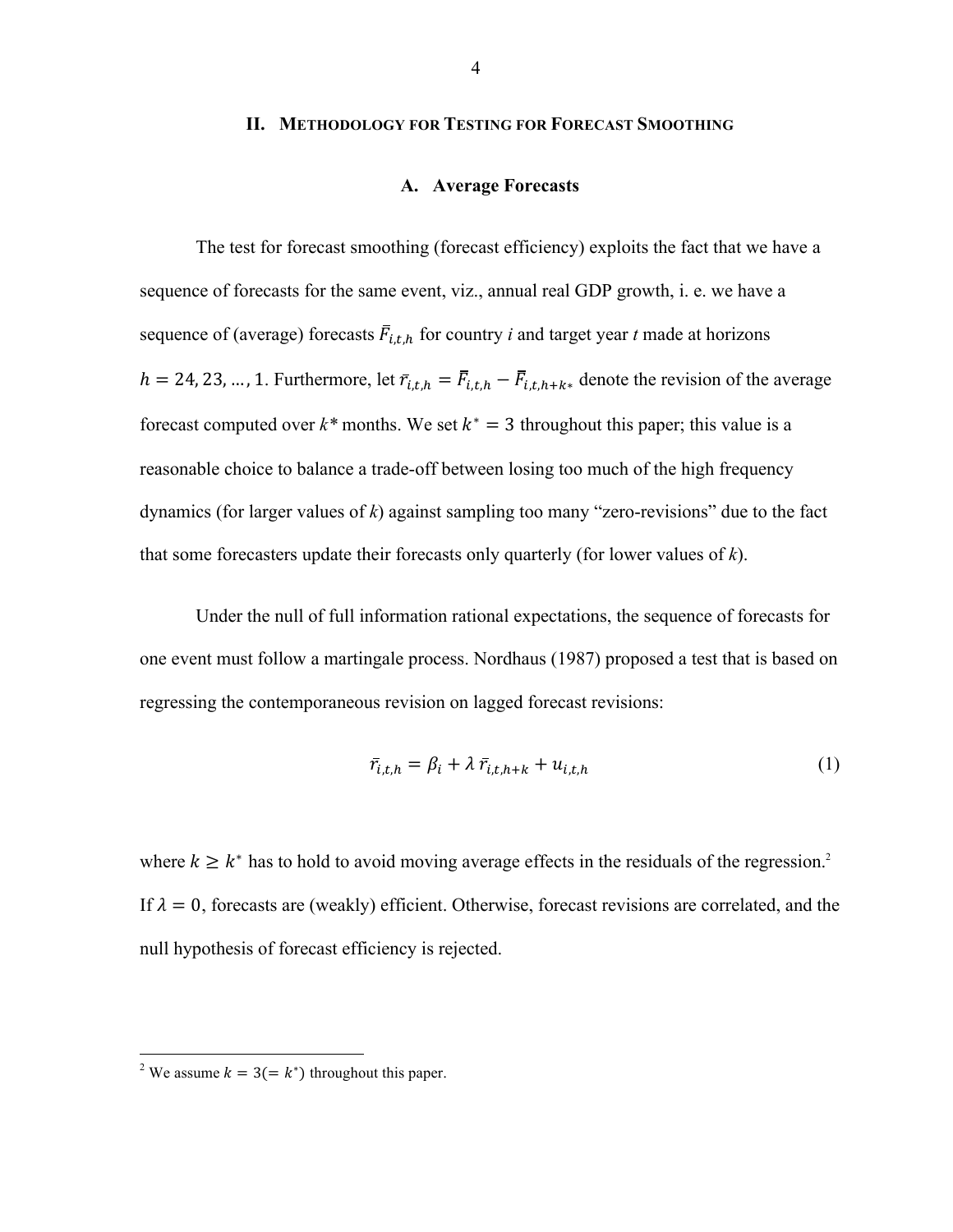## II. Methodology for Testing for Forecast Smoothing

### A. Average Forecasts

The test for forecast smoothing (forecast efficiency) exploits the fact that we have a sequence of forecasts for the same event, viz., annual real GDP growth, i. e. we have a sequence of (average) forecasts $\bar{F}_{i,t,h}$ for country *i* and target year *t* made at horizons $h = 24, 23, \ldots, 1$. Furthermore, let $\bar{r}_{i,t,h} = \bar{F}_{i,t,h} - \bar{F}_{i,t,h+k*}$ denote the revision of the average forecast computed over $k*$ months. We set $k^* = 3$ throughout this paper; this value is a reasonable choice to balance a trade-off between losing too much of the high frequency dynamics (for larger values of *k*) against sampling too many "zero-revisions" due to the fact that some forecasters update their forecasts only quarterly (for lower values of *k*).

Under the null of full information rational expectations, the sequence of forecasts for one event must follow a martingale process. Nordhaus (1987) proposed a test that is based on regressing the contemporaneous revision on lagged forecast revisions:

$$\bar{r}_{i,t,h} = \beta_i + \lambda \, \bar{r}_{i,t,h+k} + u_{i,t,h} \tag{1}$$

where $k \geq k^*$ has to hold to avoid moving average effects in the residuals of the regression.[2] If $\lambda = 0$, forecasts are (weakly) efficient. Otherwise, forecast revisions are correlated, and the null hypothesis of forecast efficiency is rejected.

[2] We assume $k = 3 (= k^*)$ throughout this paper.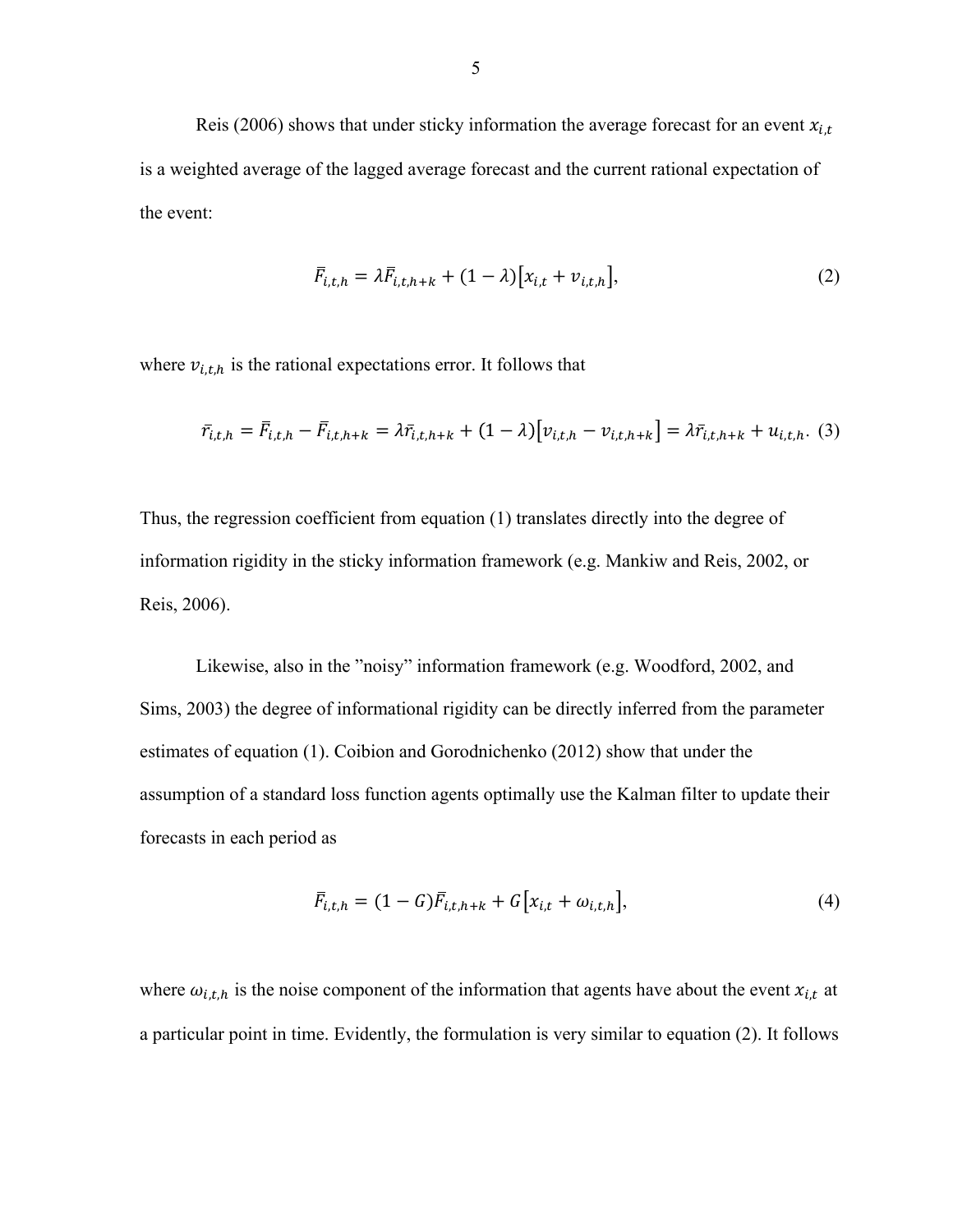Reis (2006) shows that under sticky information the average forecast for an event $x_{i,t}$ is a weighted average of the lagged average forecast and the current rational expectation of the event:

$$\bar{F}_{i,t,h} = \lambda \bar{F}_{i,t,h+k} + (1-\lambda)\left[x_{i,t} + v_{i,t,h}\right], \tag{2}$$

where $v_{i,t,h}$ is the rational expectations error. It follows that

$$\bar{r}_{i,t,h} = \bar{F}_{i,t,h} - \bar{F}_{i,t,h+k} = \lambda \bar{r}_{i,t,h+k} + (1-\lambda)\left[v_{i,t,h} - v_{i,t,h+k}\right] = \lambda \bar{r}_{i,t,h+k} + u_{i,t,h}. \tag{3}$$

Thus, the regression coefficient from equation (1) translates directly into the degree of information rigidity in the sticky information framework (e.g. Mankiw and Reis, 2002, or Reis, 2006).

Likewise, also in the "noisy" information framework (e.g. Woodford, 2002, and Sims, 2003) the degree of informational rigidity can be directly inferred from the parameter estimates of equation (1). Coibion and Gorodnichenko (2012) show that under the assumption of a standard loss function agents optimally use the Kalman filter to update their forecasts in each period as

$$\bar{F}_{i,t,h} = (1-G)\bar{F}_{i,t,h+k} + G\left[x_{i,t} + \omega_{i,t,h}\right], \tag{4}$$

where $\omega_{i,t,h}$ is the noise component of the information that agents have about the event $x_{i,t}$ at a particular point in time. Evidently, the formulation is very similar to equation (2). It follows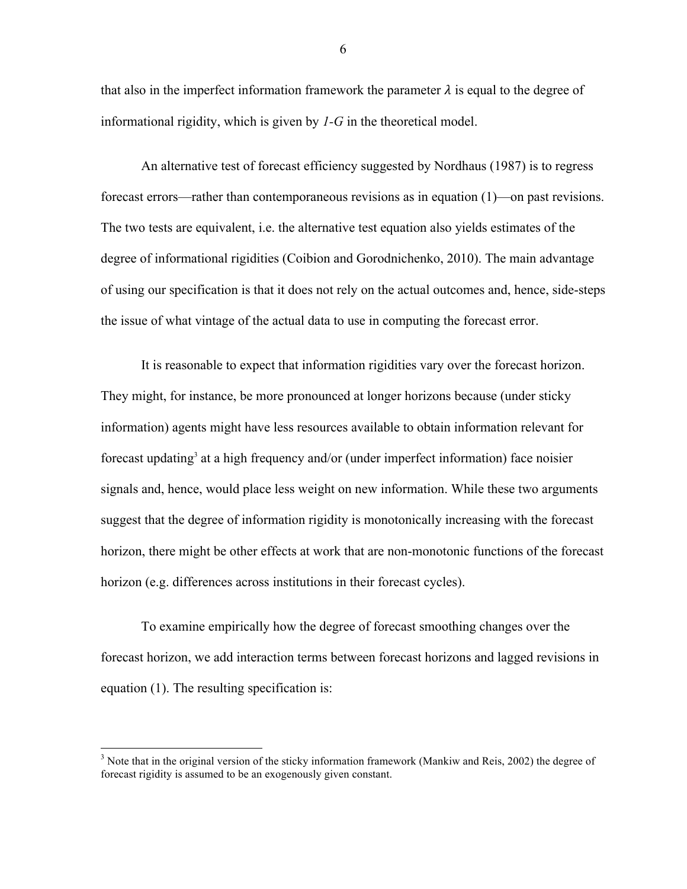that also in the imperfect information framework the parameter $\lambda$ is equal to the degree of informational rigidity, which is given by $1\text{-}G$ in the theoretical model.

An alternative test of forecast efficiency suggested by Nordhaus (1987) is to regress forecast errors—rather than contemporaneous revisions as in equation (1)—on past revisions. The two tests are equivalent, i.e. the alternative test equation also yields estimates of the degree of informational rigidities (Coibion and Gorodnichenko, 2010). The main advantage of using our specification is that it does not rely on the actual outcomes and, hence, side-steps the issue of what vintage of the actual data to use in computing the forecast error.

It is reasonable to expect that information rigidities vary over the forecast horizon. They might, for instance, be more pronounced at longer horizons because (under sticky information) agents might have less resources available to obtain information relevant for forecast updating[3] at a high frequency and/or (under imperfect information) face noisier signals and, hence, would place less weight on new information. While these two arguments suggest that the degree of information rigidity is monotonically increasing with the forecast horizon, there might be other effects at work that are non-monotonic functions of the forecast horizon (e.g. differences across institutions in their forecast cycles).

To examine empirically how the degree of forecast smoothing changes over the forecast horizon, we add interaction terms between forecast horizons and lagged revisions in equation (1). The resulting specification is:

[3] Note that in the original version of the sticky information framework (Mankiw and Reis, 2002) the degree of forecast rigidity is assumed to be an exogenously given constant.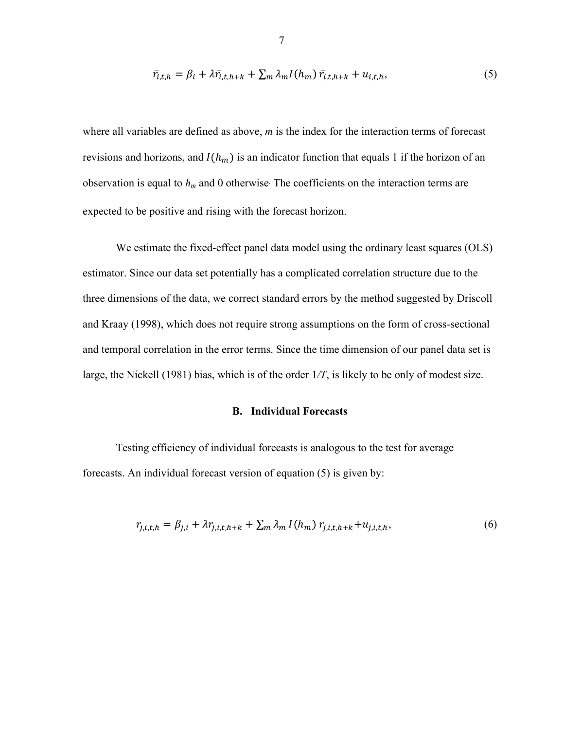$$\bar{r}_{i,t,h} = \beta_i + \lambda \bar{r}_{i,t,h+k} + \sum_m \lambda_m I(h_m)\, \bar{r}_{i,t,h+k} + u_{i,t,h}, \tag{5}$$

where all variables are defined as above, *m* is the index for the interaction terms of forecast revisions and horizons, and $I(h_m)$ is an indicator function that equals 1 if the horizon of an observation is equal to $h_m$ and 0 otherwise. The coefficients on the interaction terms are expected to be positive and rising with the forecast horizon.

We estimate the fixed-effect panel data model using the ordinary least squares (OLS) estimator. Since our data set potentially has a complicated correlation structure due to the three dimensions of the data, we correct standard errors by the method suggested by Driscoll and Kraay (1998), which does not require strong assumptions on the form of cross-sectional and temporal correlation in the error terms. Since the time dimension of our panel data set is large, the Nickell (1981) bias, which is of the order $1/T$, is likely to be only of modest size.

### B. Individual Forecasts

Testing efficiency of individual forecasts is analogous to the test for average forecasts. An individual forecast version of equation (5) is given by:

$$r_{j,i,t,h} = \beta_{j,i} + \lambda r_{j,i,t,h+k} + \sum_m \lambda_m\, I(h_m)\, r_{j,i,t,h+k} + u_{j,i,t,h}, \tag{6}$$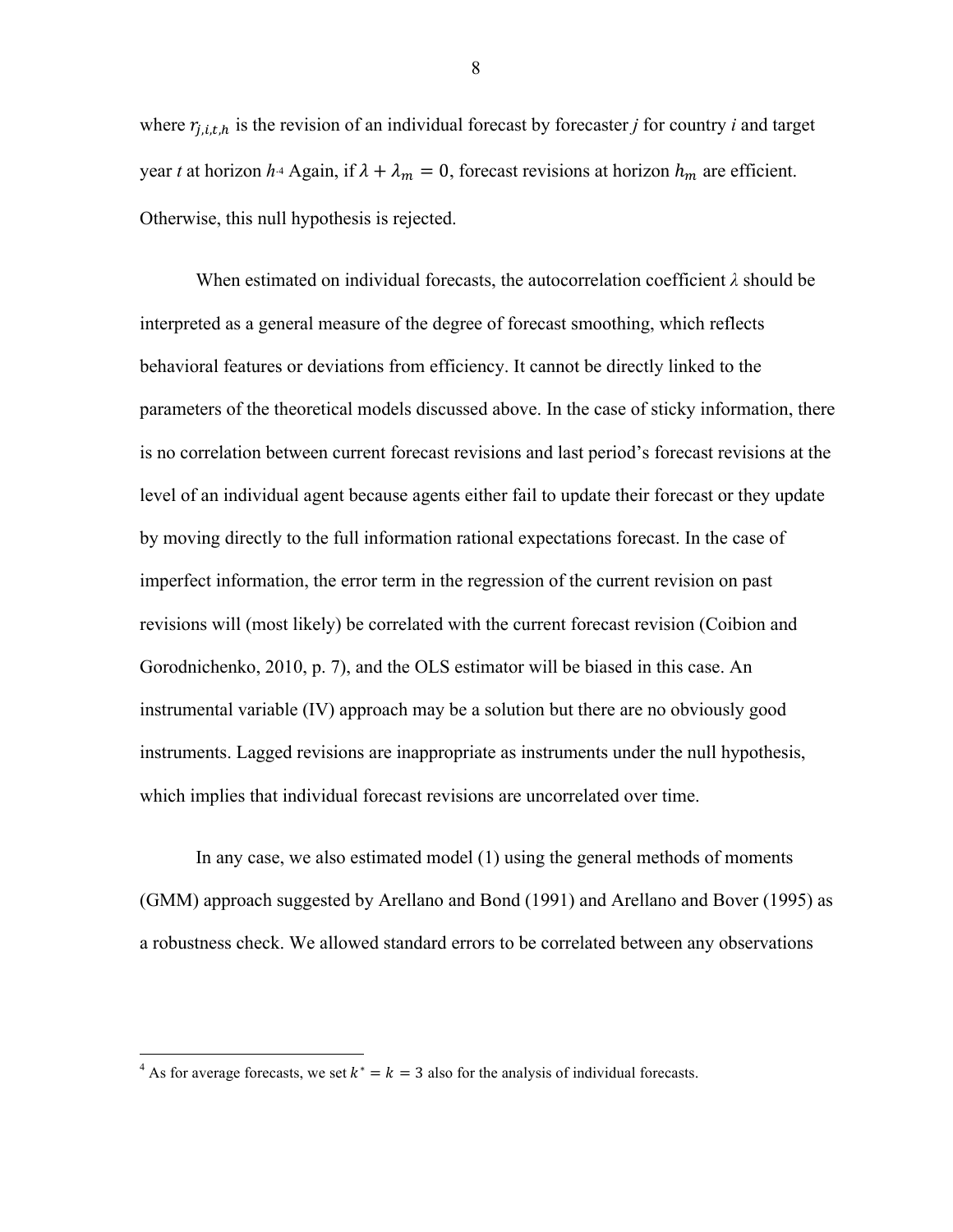where $r_{j,i,t,h}$ is the revision of an individual forecast by forecaster *j* for country *i* and target year *t* at horizon *h*.[4] Again, if $\lambda + \lambda_m = 0$, forecast revisions at horizon $h_m$ are efficient. Otherwise, this null hypothesis is rejected.

When estimated on individual forecasts, the autocorrelation coefficient $\lambda$ should be interpreted as a general measure of the degree of forecast smoothing, which reflects behavioral features or deviations from efficiency. It cannot be directly linked to the parameters of the theoretical models discussed above. In the case of sticky information, there is no correlation between current forecast revisions and last period's forecast revisions at the level of an individual agent because agents either fail to update their forecast or they update by moving directly to the full information rational expectations forecast. In the case of imperfect information, the error term in the regression of the current revision on past revisions will (most likely) be correlated with the current forecast revision (Coibion and Gorodnichenko, 2010, p. 7), and the OLS estimator will be biased in this case. An instrumental variable (IV) approach may be a solution but there are no obviously good instruments. Lagged revisions are inappropriate as instruments under the null hypothesis, which implies that individual forecast revisions are uncorrelated over time.

In any case, we also estimated model (1) using the general methods of moments (GMM) approach suggested by Arellano and Bond (1991) and Arellano and Bover (1995) as a robustness check. We allowed standard errors to be correlated between any observations

[4] As for average forecasts, we set $k^* = k = 3$ also for the analysis of individual forecasts.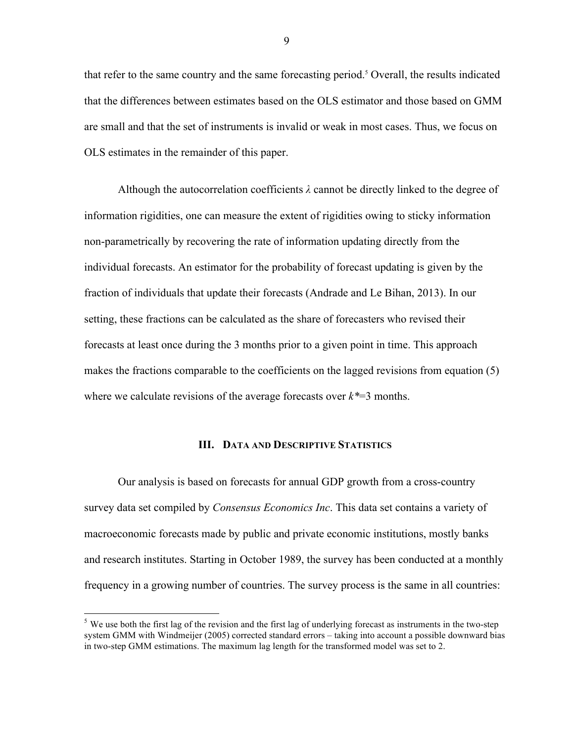that refer to the same country and the same forecasting period.[5] Overall, the results indicated that the differences between estimates based on the OLS estimator and those based on GMM are small and that the set of instruments is invalid or weak in most cases. Thus, we focus on OLS estimates in the remainder of this paper.

Although the autocorrelation coefficients $\lambda$ cannot be directly linked to the degree of information rigidities, one can measure the extent of rigidities owing to sticky information non-parametrically by recovering the rate of information updating directly from the individual forecasts. An estimator for the probability of forecast updating is given by the fraction of individuals that update their forecasts (Andrade and Le Bihan, 2013). In our setting, these fractions can be calculated as the share of forecasters who revised their forecasts at least once during the 3 months prior to a given point in time. This approach makes the fractions comparable to the coefficients on the lagged revisions from equation (5) where we calculate revisions of the average forecasts over $k$*=3 months.

## III. Data and Descriptive Statistics

Our analysis is based on forecasts for annual GDP growth from a cross-country survey data set compiled by *Consensus Economics Inc*. This data set contains a variety of macroeconomic forecasts made by public and private economic institutions, mostly banks and research institutes. Starting in October 1989, the survey has been conducted at a monthly frequency in a growing number of countries. The survey process is the same in all countries:

---

[5] We use both the first lag of the revision and the first lag of underlying forecast as instruments in the two-step system GMM with Windmeijer (2005) corrected standard errors – taking into account a possible downward bias in two-step GMM estimations. The maximum lag length for the transformed model was set to 2.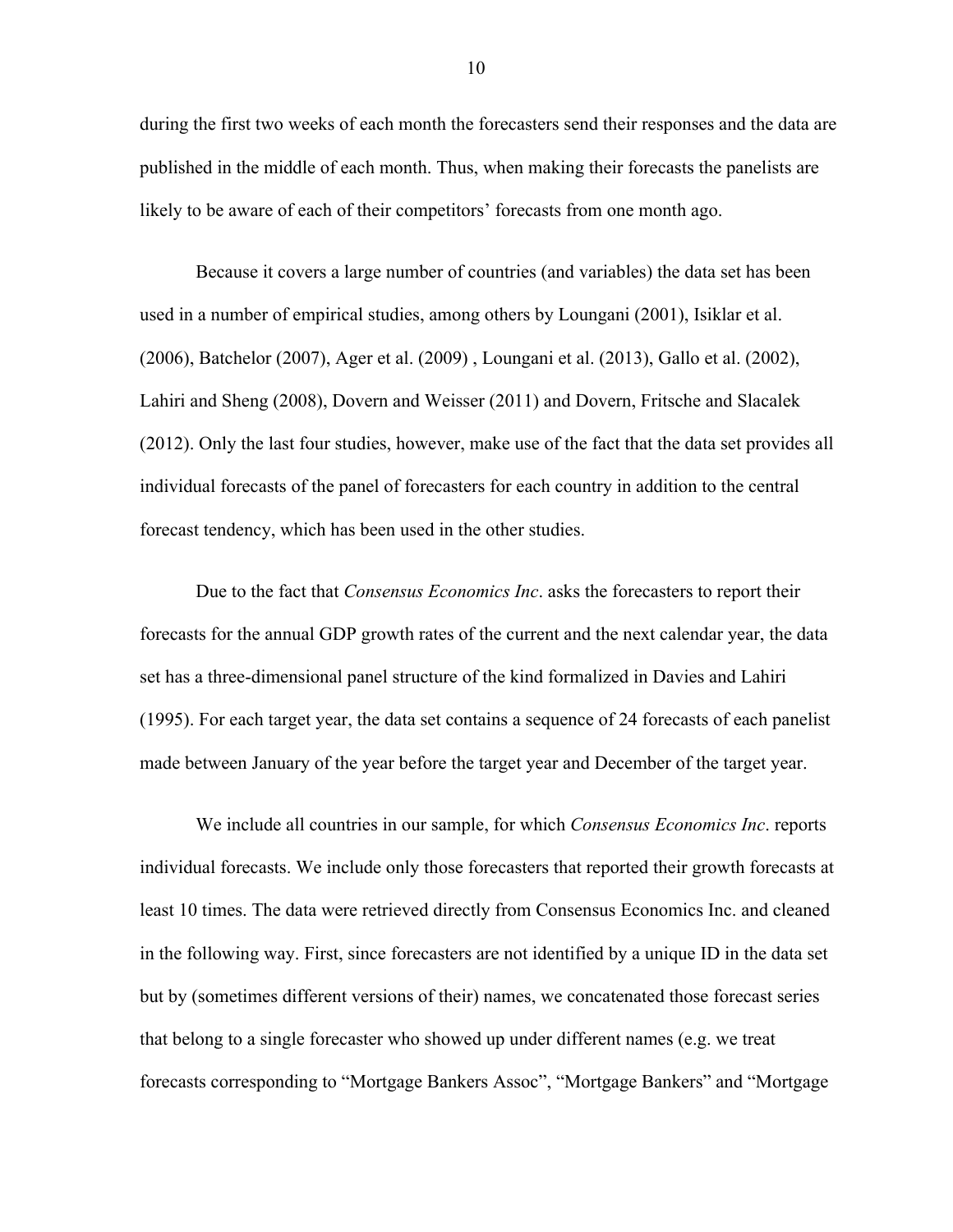during the first two weeks of each month the forecasters send their responses and the data are published in the middle of each month. Thus, when making their forecasts the panelists are likely to be aware of each of their competitors' forecasts from one month ago.

Because it covers a large number of countries (and variables) the data set has been used in a number of empirical studies, among others by Loungani (2001), Isiklar et al. (2006), Batchelor (2007), Ager et al. (2009) , Loungani et al. (2013), Gallo et al. (2002), Lahiri and Sheng (2008), Dovern and Weisser (2011) and Dovern, Fritsche and Slacalek (2012). Only the last four studies, however, make use of the fact that the data set provides all individual forecasts of the panel of forecasters for each country in addition to the central forecast tendency, which has been used in the other studies.

Due to the fact that *Consensus Economics Inc*. asks the forecasters to report their forecasts for the annual GDP growth rates of the current and the next calendar year, the data set has a three-dimensional panel structure of the kind formalized in Davies and Lahiri (1995). For each target year, the data set contains a sequence of 24 forecasts of each panelist made between January of the year before the target year and December of the target year.

We include all countries in our sample, for which *Consensus Economics Inc*. reports individual forecasts. We include only those forecasters that reported their growth forecasts at least 10 times. The data were retrieved directly from Consensus Economics Inc. and cleaned in the following way. First, since forecasters are not identified by a unique ID in the data set but by (sometimes different versions of their) names, we concatenated those forecast series that belong to a single forecaster who showed up under different names (e.g. we treat forecasts corresponding to "Mortgage Bankers Assoc", "Mortgage Bankers" and "Mortgage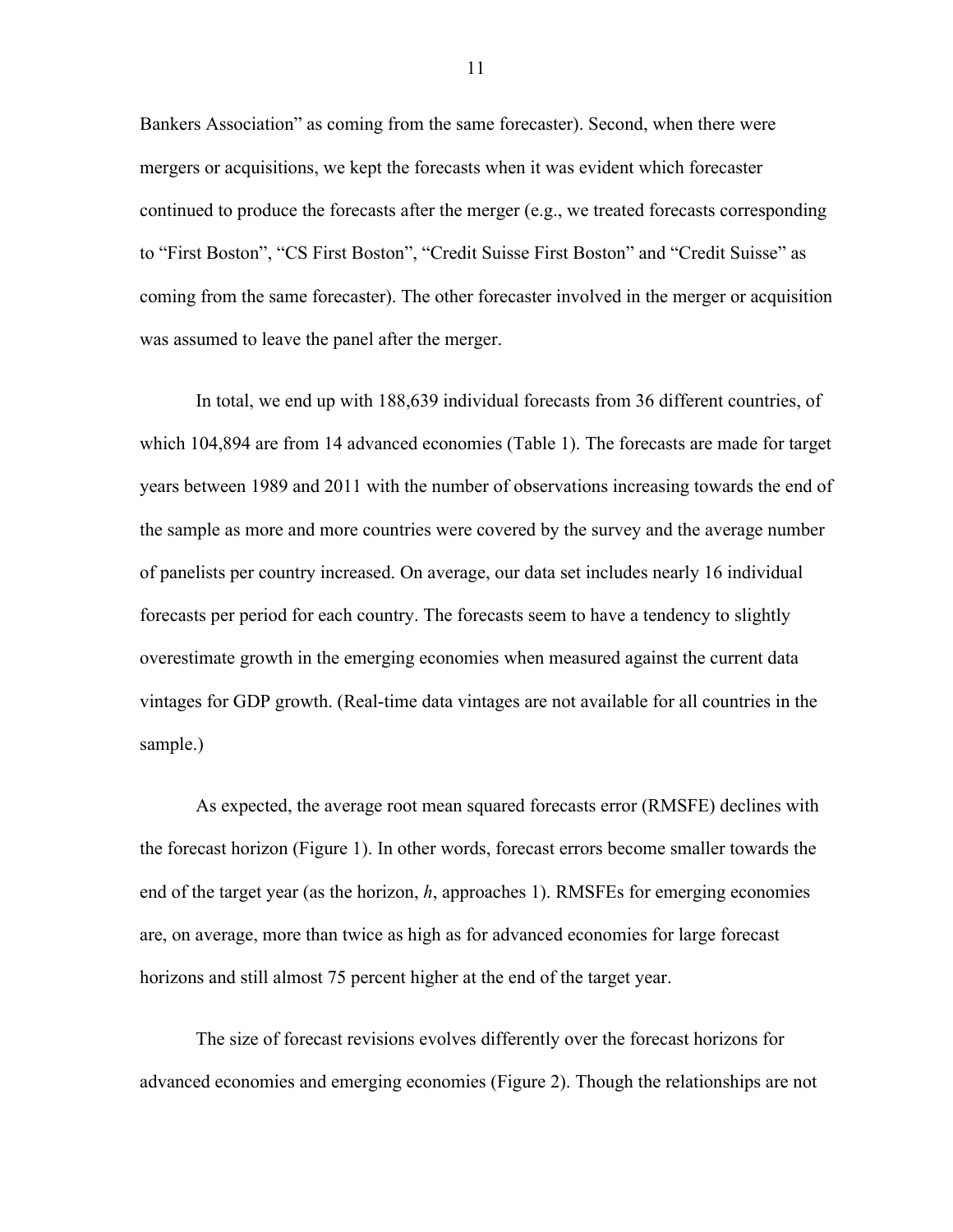Bankers Association" as coming from the same forecaster). Second, when there were mergers or acquisitions, we kept the forecasts when it was evident which forecaster continued to produce the forecasts after the merger (e.g., we treated forecasts corresponding to "First Boston", "CS First Boston", "Credit Suisse First Boston" and "Credit Suisse" as coming from the same forecaster). The other forecaster involved in the merger or acquisition was assumed to leave the panel after the merger.

In total, we end up with 188,639 individual forecasts from 36 different countries, of which 104,894 are from 14 advanced economies (Table 1). The forecasts are made for target years between 1989 and 2011 with the number of observations increasing towards the end of the sample as more and more countries were covered by the survey and the average number of panelists per country increased. On average, our data set includes nearly 16 individual forecasts per period for each country. The forecasts seem to have a tendency to slightly overestimate growth in the emerging economies when measured against the current data vintages for GDP growth. (Real-time data vintages are not available for all countries in the sample.)

As expected, the average root mean squared forecasts error (RMSFE) declines with the forecast horizon (Figure 1). In other words, forecast errors become smaller towards the end of the target year (as the horizon, $h$, approaches 1). RMSFEs for emerging economies are, on average, more than twice as high as for advanced economies for large forecast horizons and still almost 75 percent higher at the end of the target year.

The size of forecast revisions evolves differently over the forecast horizons for advanced economies and emerging economies (Figure 2). Though the relationships are not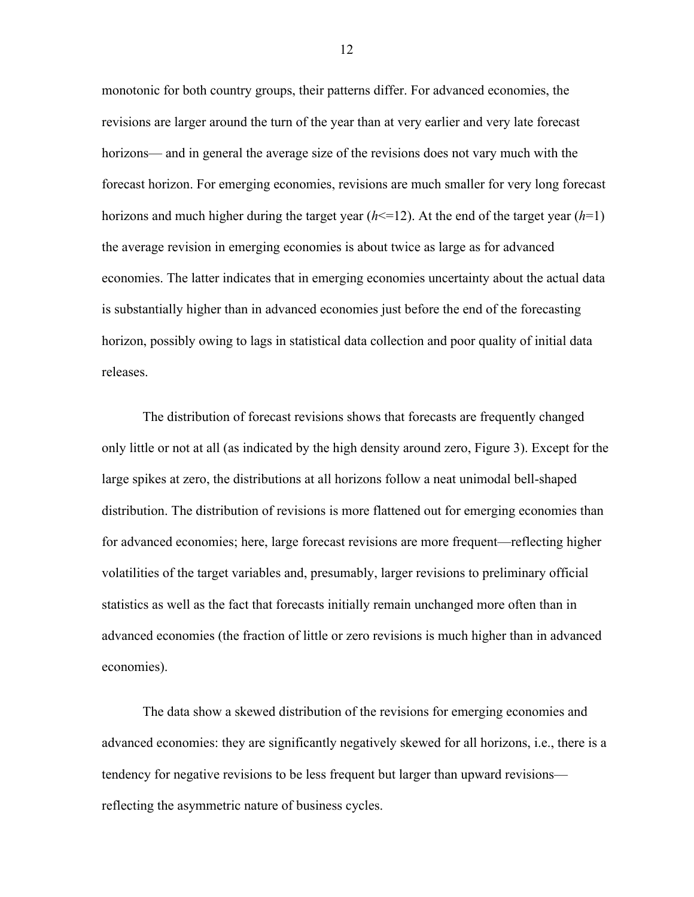monotonic for both country groups, their patterns differ. For advanced economies, the revisions are larger around the turn of the year than at very earlier and very late forecast horizons— and in general the average size of the revisions does not vary much with the forecast horizon. For emerging economies, revisions are much smaller for very long forecast horizons and much higher during the target year ($h$<=12). At the end of the target year ($h$=1) the average revision in emerging economies is about twice as large as for advanced economies. The latter indicates that in emerging economies uncertainty about the actual data is substantially higher than in advanced economies just before the end of the forecasting horizon, possibly owing to lags in statistical data collection and poor quality of initial data releases.

The distribution of forecast revisions shows that forecasts are frequently changed only little or not at all (as indicated by the high density around zero, Figure 3). Except for the large spikes at zero, the distributions at all horizons follow a neat unimodal bell-shaped distribution. The distribution of revisions is more flattened out for emerging economies than for advanced economies; here, large forecast revisions are more frequent—reflecting higher volatilities of the target variables and, presumably, larger revisions to preliminary official statistics as well as the fact that forecasts initially remain unchanged more often than in advanced economies (the fraction of little or zero revisions is much higher than in advanced economies).

The data show a skewed distribution of the revisions for emerging economies and advanced economies: they are significantly negatively skewed for all horizons, i.e., there is a tendency for negative revisions to be less frequent but larger than upward revisions—reflecting the asymmetric nature of business cycles.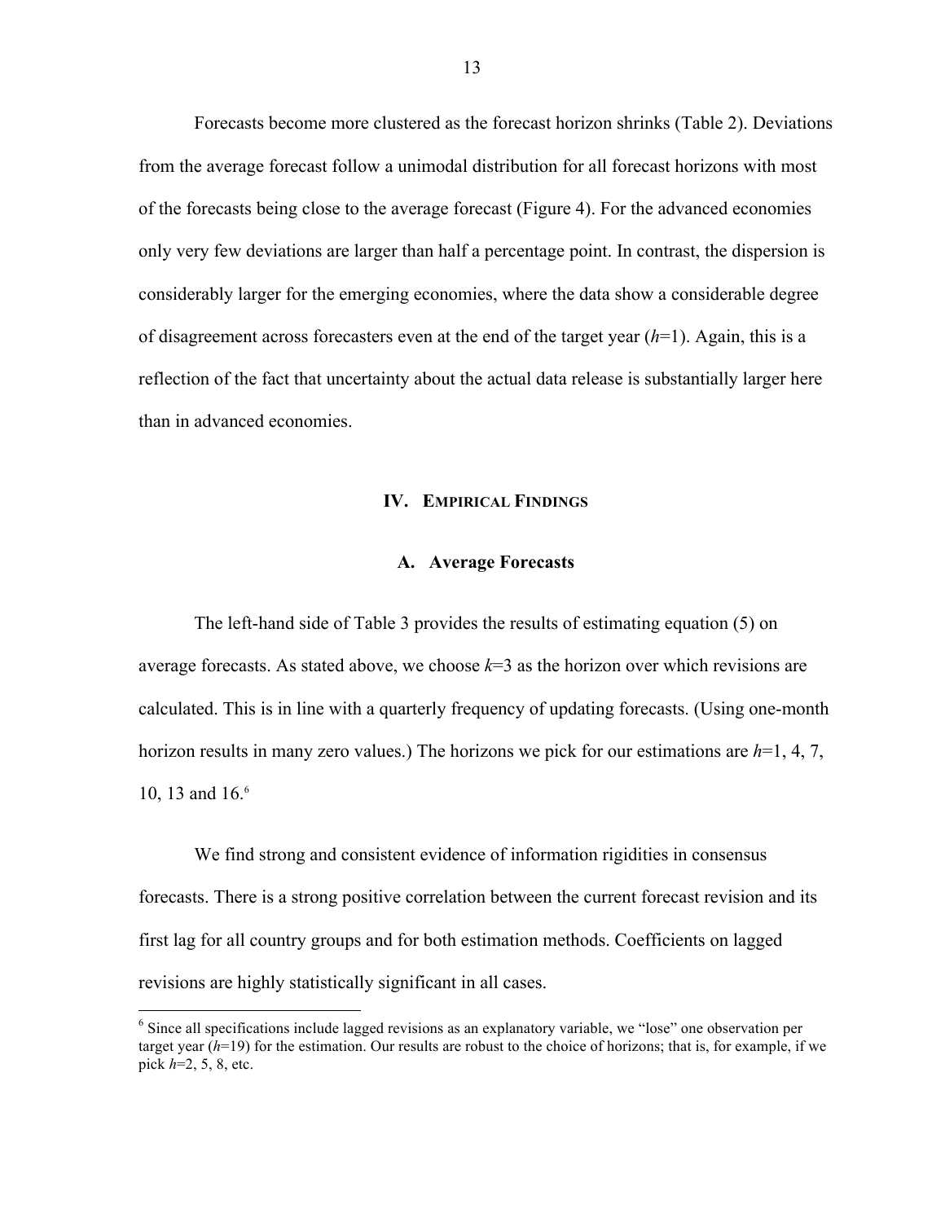Forecasts become more clustered as the forecast horizon shrinks (Table 2). Deviations from the average forecast follow a unimodal distribution for all forecast horizons with most of the forecasts being close to the average forecast (Figure 4). For the advanced economies only very few deviations are larger than half a percentage point. In contrast, the dispersion is considerably larger for the emerging economies, where the data show a considerable degree of disagreement across forecasters even at the end of the target year ($h$=1). Again, this is a reflection of the fact that uncertainty about the actual data release is substantially larger here than in advanced economies.

## IV. Empirical Findings

### A. Average Forecasts

The left-hand side of Table 3 provides the results of estimating equation (5) on average forecasts. As stated above, we choose $k$=3 as the horizon over which revisions are calculated. This is in line with a quarterly frequency of updating forecasts. (Using one-month horizon results in many zero values.) The horizons we pick for our estimations are $h$=1, 4, 7, 10, 13 and 16.[6]

We find strong and consistent evidence of information rigidities in consensus forecasts. There is a strong positive correlation between the current forecast revision and its first lag for all country groups and for both estimation methods. Coefficients on lagged revisions are highly statistically significant in all cases.

[6] Since all specifications include lagged revisions as an explanatory variable, we "lose" one observation per target year ($h$=19) for the estimation. Our results are robust to the choice of horizons; that is, for example, if we pick $h$=2, 5, 8, etc.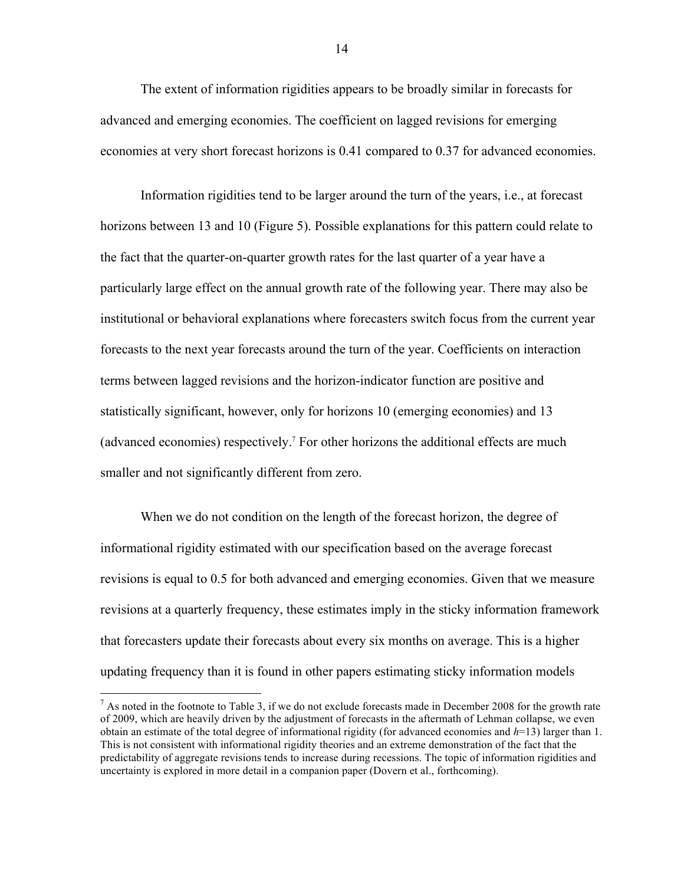The extent of information rigidities appears to be broadly similar in forecasts for advanced and emerging economies. The coefficient on lagged revisions for emerging economies at very short forecast horizons is 0.41 compared to 0.37 for advanced economies.

Information rigidities tend to be larger around the turn of the years, i.e., at forecast horizons between 13 and 10 (Figure 5). Possible explanations for this pattern could relate to the fact that the quarter-on-quarter growth rates for the last quarter of a year have a particularly large effect on the annual growth rate of the following year. There may also be institutional or behavioral explanations where forecasters switch focus from the current year forecasts to the next year forecasts around the turn of the year. Coefficients on interaction terms between lagged revisions and the horizon-indicator function are positive and statistically significant, however, only for horizons 10 (emerging economies) and 13 (advanced economies) respectively.[7] For other horizons the additional effects are much smaller and not significantly different from zero.

When we do not condition on the length of the forecast horizon, the degree of informational rigidity estimated with our specification based on the average forecast revisions is equal to 0.5 for both advanced and emerging economies. Given that we measure revisions at a quarterly frequency, these estimates imply in the sticky information framework that forecasters update their forecasts about every six months on average. This is a higher updating frequency than it is found in other papers estimating sticky information models

[7] As noted in the footnote to Table 3, if we do not exclude forecasts made in December 2008 for the growth rate of 2009, which are heavily driven by the adjustment of forecasts in the aftermath of Lehman collapse, we even obtain an estimate of the total degree of informational rigidity (for advanced economies and $h$=13) larger than 1. This is not consistent with informational rigidity theories and an extreme demonstration of the fact that the predictability of aggregate revisions tends to increase during recessions. The topic of information rigidities and uncertainty is explored in more detail in a companion paper (Dovern et al., forthcoming).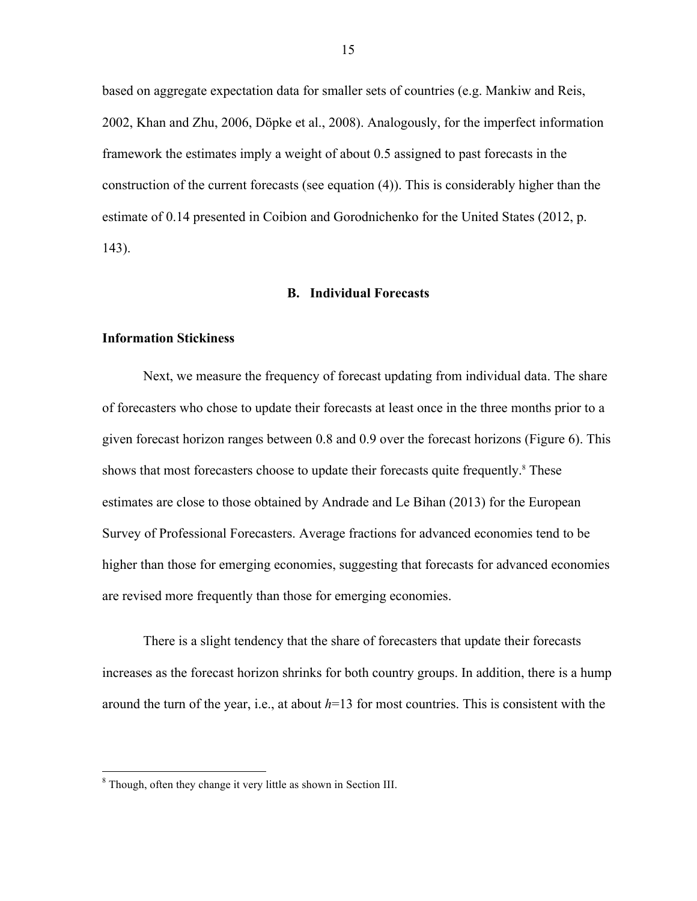based on aggregate expectation data for smaller sets of countries (e.g. Mankiw and Reis, 2002, Khan and Zhu, 2006, Döpke et al., 2008). Analogously, for the imperfect information framework the estimates imply a weight of about 0.5 assigned to past forecasts in the construction of the current forecasts (see equation (4)). This is considerably higher than the estimate of 0.14 presented in Coibion and Gorodnichenko for the United States (2012, p. 143).

### B. Individual Forecasts

**Information Stickiness**

Next, we measure the frequency of forecast updating from individual data. The share of forecasters who chose to update their forecasts at least once in the three months prior to a given forecast horizon ranges between 0.8 and 0.9 over the forecast horizons (Figure 6). This shows that most forecasters choose to update their forecasts quite frequently.[8] These estimates are close to those obtained by Andrade and Le Bihan (2013) for the European Survey of Professional Forecasters. Average fractions for advanced economies tend to be higher than those for emerging economies, suggesting that forecasts for advanced economies are revised more frequently than those for emerging economies.

There is a slight tendency that the share of forecasters that update their forecasts increases as the forecast horizon shrinks for both country groups. In addition, there is a hump around the turn of the year, i.e., at about $h$=13 for most countries. This is consistent with the

[8] Though, often they change it very little as shown in Section III.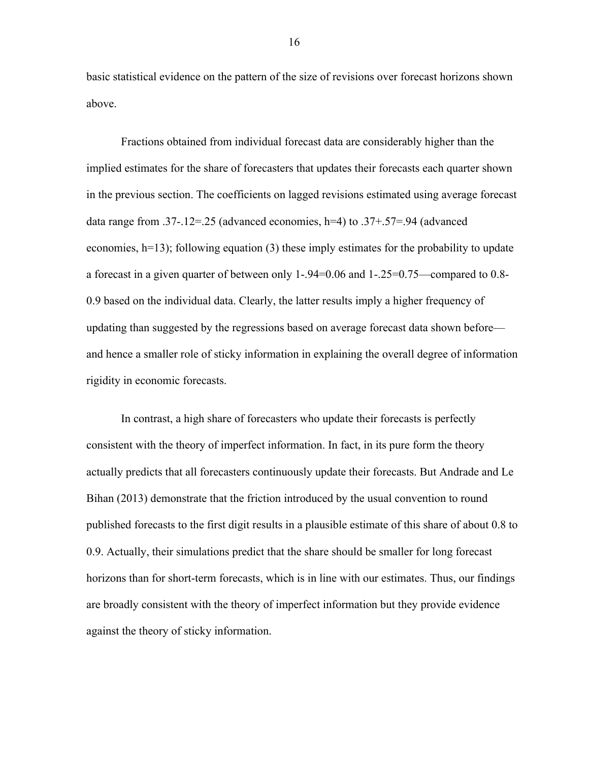basic statistical evidence on the pattern of the size of revisions over forecast horizons shown above.

Fractions obtained from individual forecast data are considerably higher than the implied estimates for the share of forecasters that updates their forecasts each quarter shown in the previous section. The coefficients on lagged revisions estimated using average forecast data range from .37-.12=.25 (advanced economies, h=4) to .37+.57=.94 (advanced economies, h=13); following equation (3) these imply estimates for the probability to update a forecast in a given quarter of between only 1-.94=0.06 and 1-.25=0.75—compared to 0.8-0.9 based on the individual data. Clearly, the latter results imply a higher frequency of updating than suggested by the regressions based on average forecast data shown before—and hence a smaller role of sticky information in explaining the overall degree of information rigidity in economic forecasts.

In contrast, a high share of forecasters who update their forecasts is perfectly consistent with the theory of imperfect information. In fact, in its pure form the theory actually predicts that all forecasters continuously update their forecasts. But Andrade and Le Bihan (2013) demonstrate that the friction introduced by the usual convention to round published forecasts to the first digit results in a plausible estimate of this share of about 0.8 to 0.9. Actually, their simulations predict that the share should be smaller for long forecast horizons than for short-term forecasts, which is in line with our estimates. Thus, our findings are broadly consistent with the theory of imperfect information but they provide evidence against the theory of sticky information.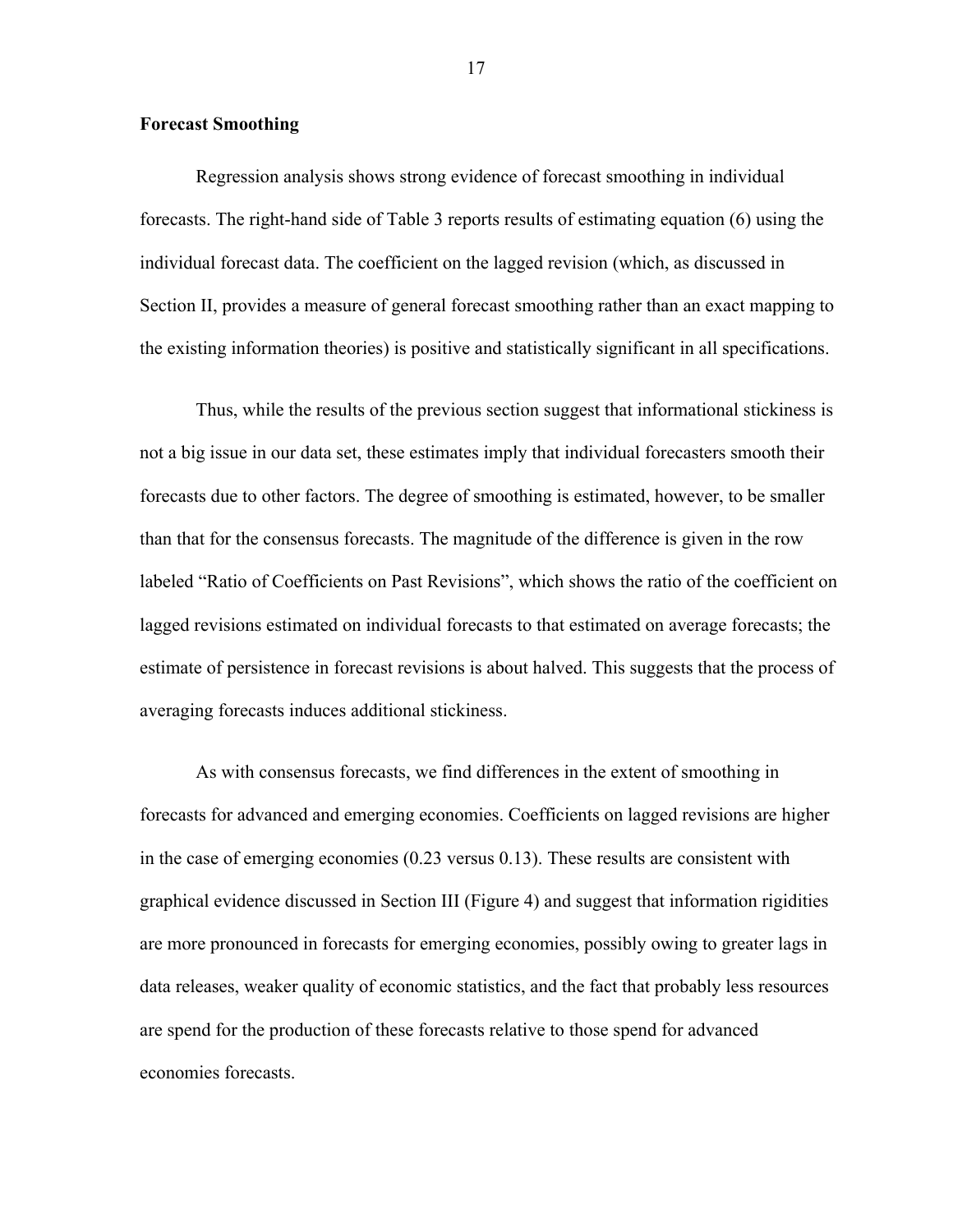**Forecast Smoothing**

Regression analysis shows strong evidence of forecast smoothing in individual forecasts. The right-hand side of Table 3 reports results of estimating equation (6) using the individual forecast data. The coefficient on the lagged revision (which, as discussed in Section II, provides a measure of general forecast smoothing rather than an exact mapping to the existing information theories) is positive and statistically significant in all specifications.

Thus, while the results of the previous section suggest that informational stickiness is not a big issue in our data set, these estimates imply that individual forecasters smooth their forecasts due to other factors. The degree of smoothing is estimated, however, to be smaller than that for the consensus forecasts. The magnitude of the difference is given in the row labeled "Ratio of Coefficients on Past Revisions", which shows the ratio of the coefficient on lagged revisions estimated on individual forecasts to that estimated on average forecasts; the estimate of persistence in forecast revisions is about halved. This suggests that the process of averaging forecasts induces additional stickiness.

As with consensus forecasts, we find differences in the extent of smoothing in forecasts for advanced and emerging economies. Coefficients on lagged revisions are higher in the case of emerging economies (0.23 versus 0.13). These results are consistent with graphical evidence discussed in Section III (Figure 4) and suggest that information rigidities are more pronounced in forecasts for emerging economies, possibly owing to greater lags in data releases, weaker quality of economic statistics, and the fact that probably less resources are spend for the production of these forecasts relative to those spend for advanced economies forecasts.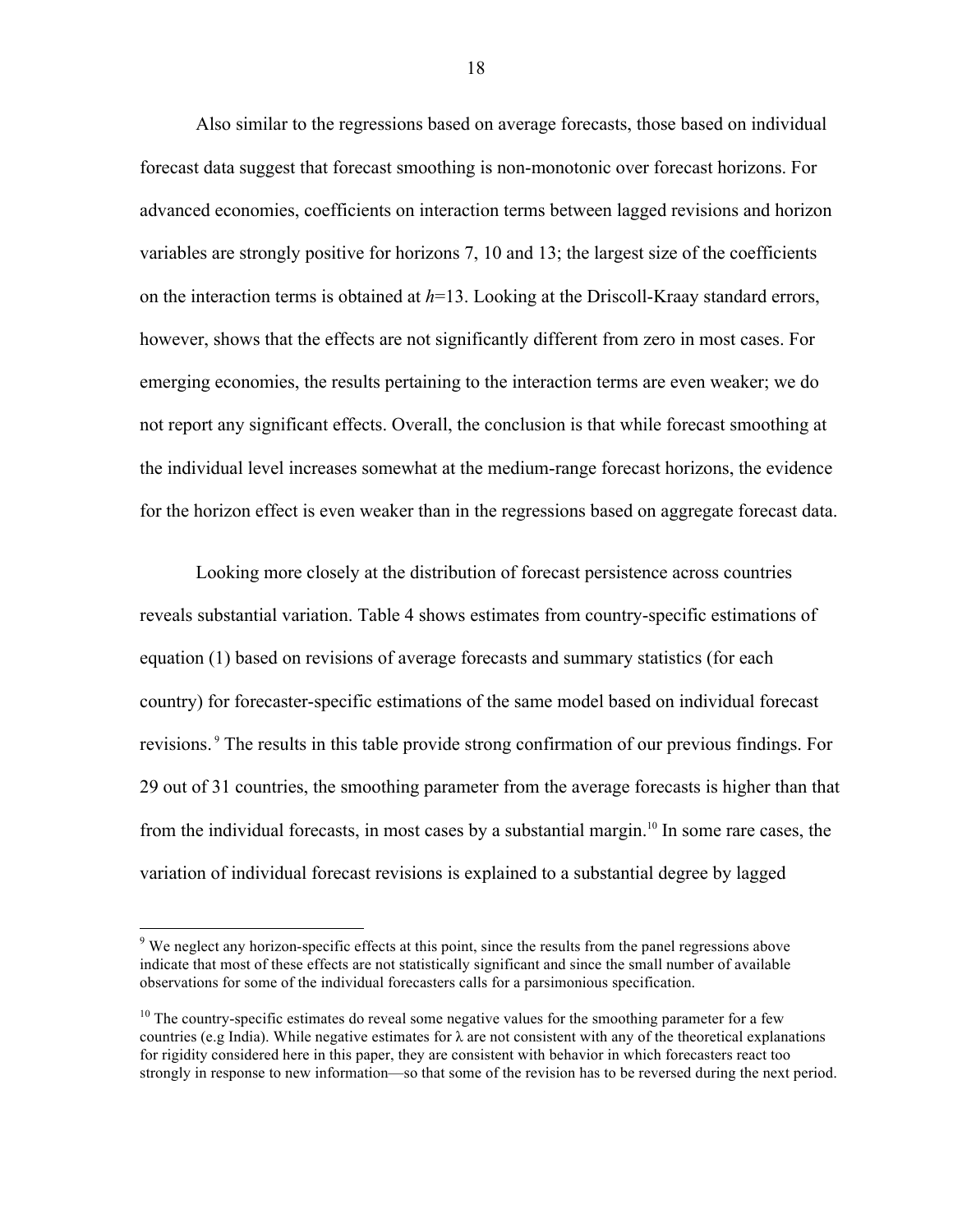Also similar to the regressions based on average forecasts, those based on individual forecast data suggest that forecast smoothing is non-monotonic over forecast horizons. For advanced economies, coefficients on interaction terms between lagged revisions and horizon variables are strongly positive for horizons 7, 10 and 13; the largest size of the coefficients on the interaction terms is obtained at $h$=13. Looking at the Driscoll-Kraay standard errors, however, shows that the effects are not significantly different from zero in most cases. For emerging economies, the results pertaining to the interaction terms are even weaker; we do not report any significant effects. Overall, the conclusion is that while forecast smoothing at the individual level increases somewhat at the medium-range forecast horizons, the evidence for the horizon effect is even weaker than in the regressions based on aggregate forecast data.

Looking more closely at the distribution of forecast persistence across countries reveals substantial variation. Table 4 shows estimates from country-specific estimations of equation (1) based on revisions of average forecasts and summary statistics (for each country) for forecaster-specific estimations of the same model based on individual forecast revisions.[9] The results in this table provide strong confirmation of our previous findings. For 29 out of 31 countries, the smoothing parameter from the average forecasts is higher than that from the individual forecasts, in most cases by a substantial margin.[10] In some rare cases, the variation of individual forecast revisions is explained to a substantial degree by lagged

[9] We neglect any horizon-specific effects at this point, since the results from the panel regressions above indicate that most of these effects are not statistically significant and since the small number of available observations for some of the individual forecasters calls for a parsimonious specification.

[10] The country-specific estimates do reveal some negative values for the smoothing parameter for a few countries (e.g India). While negative estimates for $\lambda$ are not consistent with any of the theoretical explanations for rigidity considered here in this paper, they are consistent with behavior in which forecasters react too strongly in response to new information—so that some of the revision has to be reversed during the next period.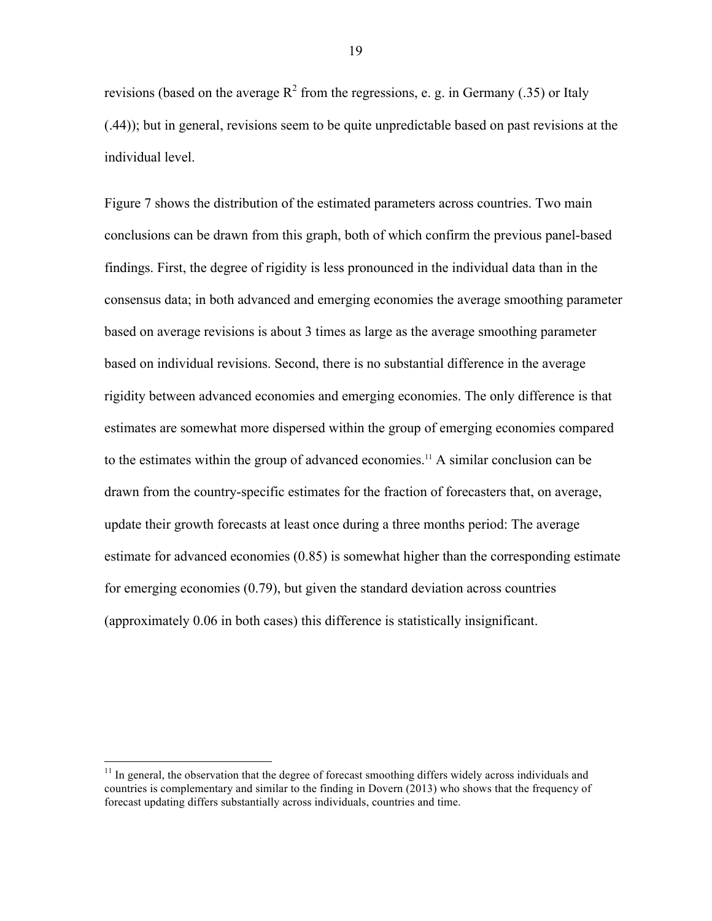revisions (based on the average $R^2$ from the regressions, e. g. in Germany (.35) or Italy (.44)); but in general, revisions seem to be quite unpredictable based on past revisions at the individual level.

Figure 7 shows the distribution of the estimated parameters across countries. Two main conclusions can be drawn from this graph, both of which confirm the previous panel-based findings. First, the degree of rigidity is less pronounced in the individual data than in the consensus data; in both advanced and emerging economies the average smoothing parameter based on average revisions is about 3 times as large as the average smoothing parameter based on individual revisions. Second, there is no substantial difference in the average rigidity between advanced economies and emerging economies. The only difference is that estimates are somewhat more dispersed within the group of emerging economies compared to the estimates within the group of advanced economies.[11] A similar conclusion can be drawn from the country-specific estimates for the fraction of forecasters that, on average, update their growth forecasts at least once during a three months period: The average estimate for advanced economies (0.85) is somewhat higher than the corresponding estimate for emerging economies (0.79), but given the standard deviation across countries (approximately 0.06 in both cases) this difference is statistically insignificant.

[11] In general, the observation that the degree of forecast smoothing differs widely across individuals and countries is complementary and similar to the finding in Dovern (2013) who shows that the frequency of forecast updating differs substantially across individuals, countries and time.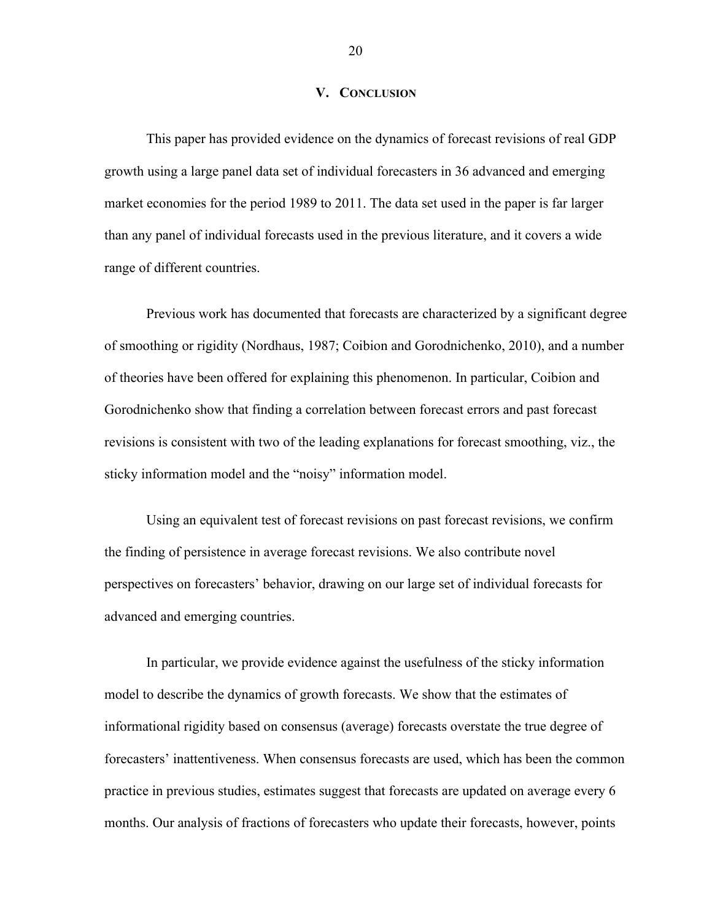# V. Conclusion

This paper has provided evidence on the dynamics of forecast revisions of real GDP growth using a large panel data set of individual forecasters in 36 advanced and emerging market economies for the period 1989 to 2011. The data set used in the paper is far larger than any panel of individual forecasts used in the previous literature, and it covers a wide range of different countries.

Previous work has documented that forecasts are characterized by a significant degree of smoothing or rigidity (Nordhaus, 1987; Coibion and Gorodnichenko, 2010), and a number of theories have been offered for explaining this phenomenon. In particular, Coibion and Gorodnichenko show that finding a correlation between forecast errors and past forecast revisions is consistent with two of the leading explanations for forecast smoothing, viz., the sticky information model and the "noisy" information model.

Using an equivalent test of forecast revisions on past forecast revisions, we confirm the finding of persistence in average forecast revisions. We also contribute novel perspectives on forecasters' behavior, drawing on our large set of individual forecasts for advanced and emerging countries.

In particular, we provide evidence against the usefulness of the sticky information model to describe the dynamics of growth forecasts. We show that the estimates of informational rigidity based on consensus (average) forecasts overstate the true degree of forecasters' inattentiveness. When consensus forecasts are used, which has been the common practice in previous studies, estimates suggest that forecasts are updated on average every 6 months. Our analysis of fractions of forecasters who update their forecasts, however, points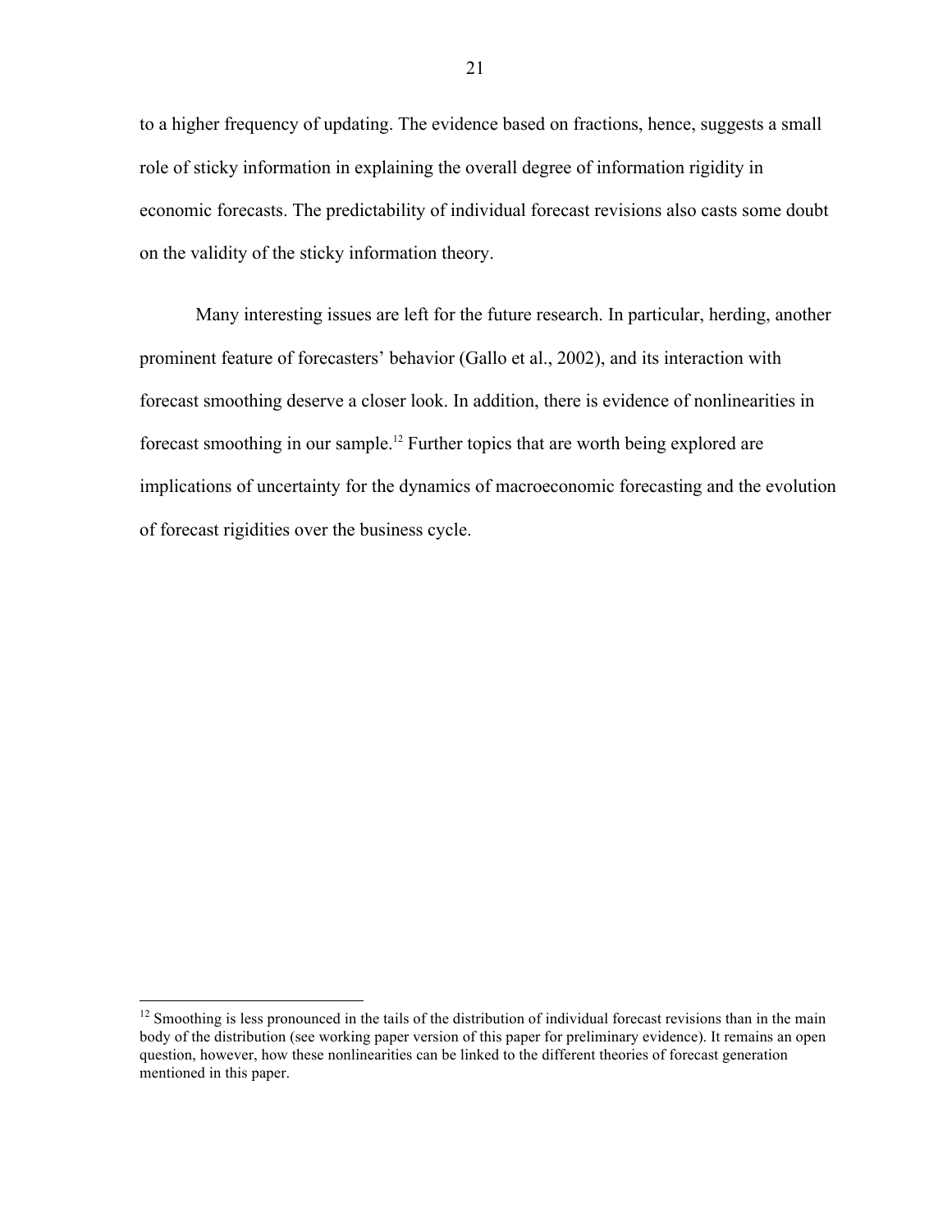to a higher frequency of updating. The evidence based on fractions, hence, suggests a small role of sticky information in explaining the overall degree of information rigidity in economic forecasts. The predictability of individual forecast revisions also casts some doubt on the validity of the sticky information theory.

Many interesting issues are left for the future research. In particular, herding, another prominent feature of forecasters' behavior (Gallo et al., 2002), and its interaction with forecast smoothing deserve a closer look. In addition, there is evidence of nonlinearities in forecast smoothing in our sample.[12] Further topics that are worth being explored are implications of uncertainty for the dynamics of macroeconomic forecasting and the evolution of forecast rigidities over the business cycle.

---

[12] Smoothing is less pronounced in the tails of the distribution of individual forecast revisions than in the main body of the distribution (see working paper version of this paper for preliminary evidence). It remains an open question, however, how these nonlinearities can be linked to the different theories of forecast generation mentioned in this paper.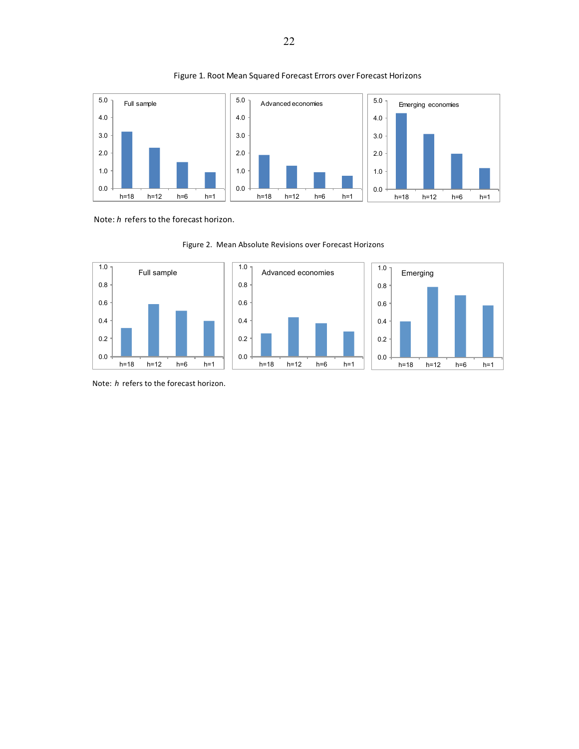Figure 1. Root Mean Squared Forecast Errors over Forecast Horizons

Note: *h* refers to the forecast horizon.

Figure 2. Mean Absolute Revisions over Forecast Horizons

Note: *h* refers to the forecast horizon.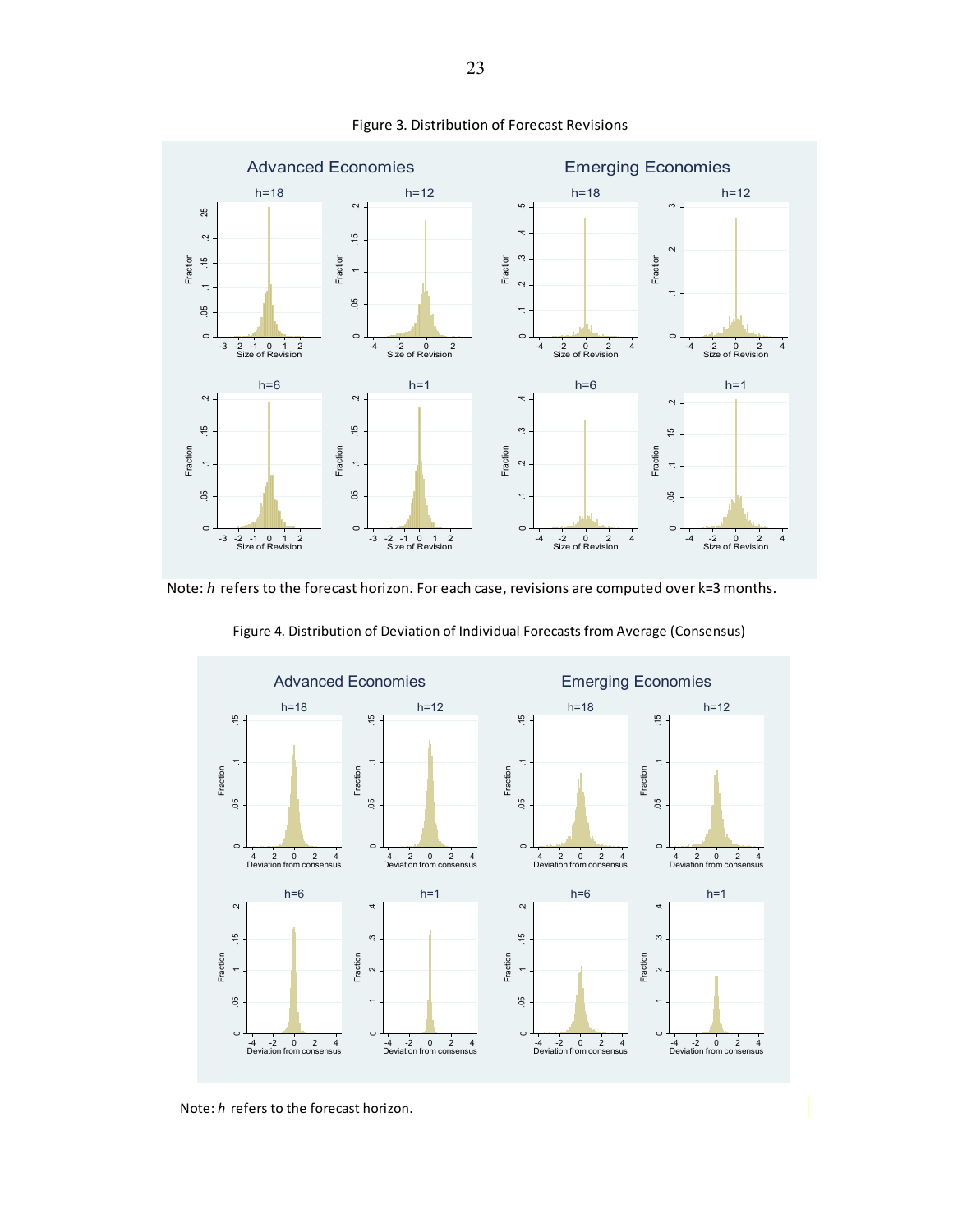Figure 3. Distribution of Forecast Revisions

Note: $h$ refers to the forecast horizon. For each case, revisions are computed over k=3 months.

Figure 4. Distribution of Deviation of Individual Forecasts from Average (Consensus)

Note: $h$ refers to the forecast horizon.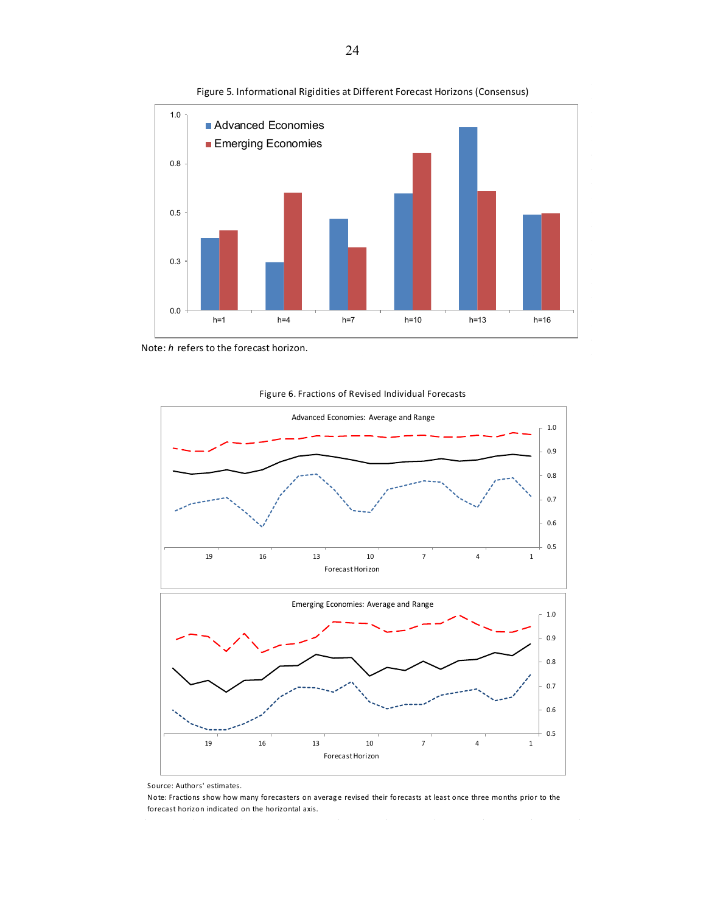Figure 5. Informational Rigidities at Different Forecast Horizons (Consensus)

Note: *h* refers to the forecast horizon.

Figure 6. Fractions of Revised Individual Forecasts

Source: Authors' estimates.

Note: Fractions show how many forecasters on average revised their forecasts at least once three months prior to the forecast horizon indicated on the horizontal axis.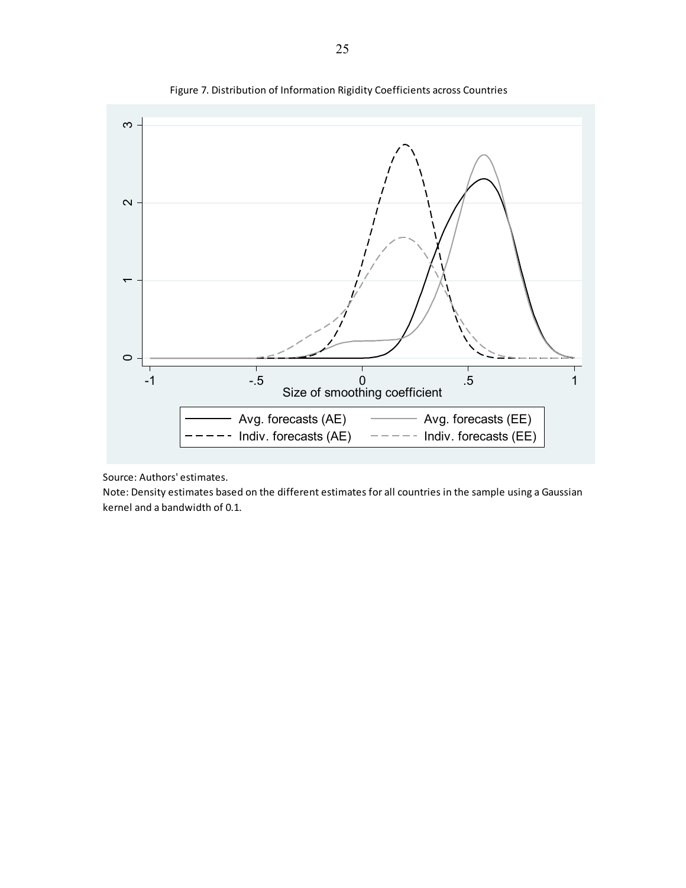Figure 7. Distribution of Information Rigidity Coefficients across Countries

Source: Authors' estimates.

Note: Density estimates based on the different estimates for all countries in the sample using a Gaussian kernel and a bandwidth of 0.1.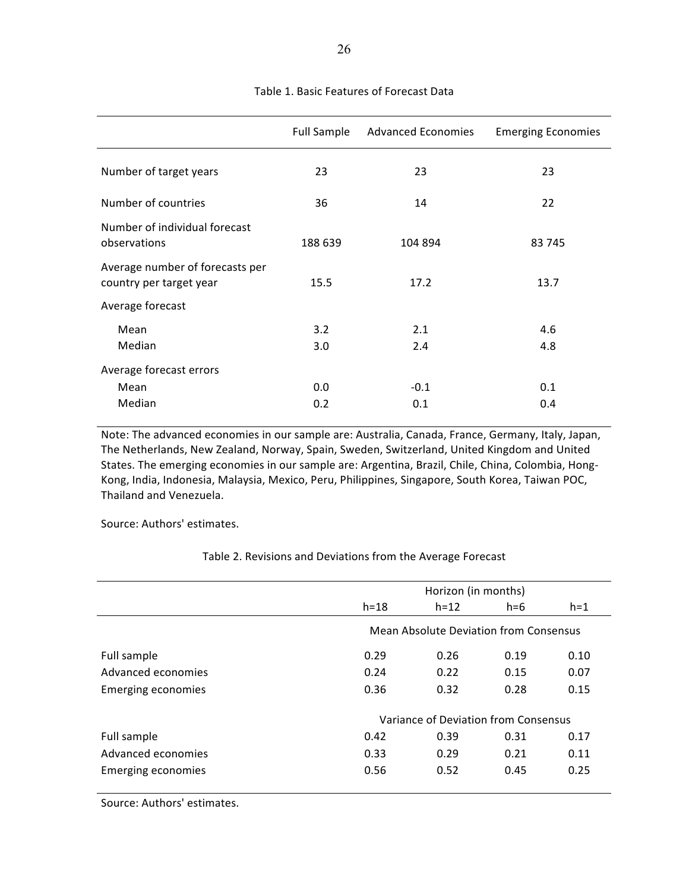Table 1. Basic Features of Forecast Data

| | Full Sample | Advanced Economies | Emerging Economies |
|---|---|---|---|
| Number of target years | 23 | 23 | 23 |
| Number of countries | 36 | 14 | 22 |
| Number of individual forecast observations | 188 639 | 104 894 | 83 745 |
| Average number of forecasts per country per target year | 15.5 | 17.2 | 13.7 |
| Average forecast | | | |
| Mean | 3.2 | 2.1 | 4.6 |
| Median | 3.0 | 2.4 | 4.8 |
| Average forecast errors | | | |
| Mean | 0.0 | -0.1 | 0.1 |
| Median | 0.2 | 0.1 | 0.4 |

Note: The advanced economies in our sample are: Australia, Canada, France, Germany, Italy, Japan, The Netherlands, New Zealand, Norway, Spain, Sweden, Switzerland, United Kingdom and United States. The emerging economies in our sample are: Argentina, Brazil, Chile, China, Colombia, Hong-Kong, India, Indonesia, Malaysia, Mexico, Peru, Philippines, Singapore, South Korea, Taiwan POC, Thailand and Venezuela.

Source: Authors' estimates.

Table 2. Revisions and Deviations from the Average Forecast

| | Horizon (in months) | | | |
|---|---|---|---|---|
| | h=18 | h=12 | h=6 | h=1 |
| | Mean Absolute Deviation from Consensus | | | |
| Full sample | 0.29 | 0.26 | 0.19 | 0.10 |
| Advanced economies | 0.24 | 0.22 | 0.15 | 0.07 |
| Emerging economies | 0.36 | 0.32 | 0.28 | 0.15 |
| | Variance of Deviation from Consensus | | | |
| Full sample | 0.42 | 0.39 | 0.31 | 0.17 |
| Advanced economies | 0.33 | 0.29 | 0.21 | 0.11 |
| Emerging economies | 0.56 | 0.52 | 0.45 | 0.25 |

Source: Authors' estimates.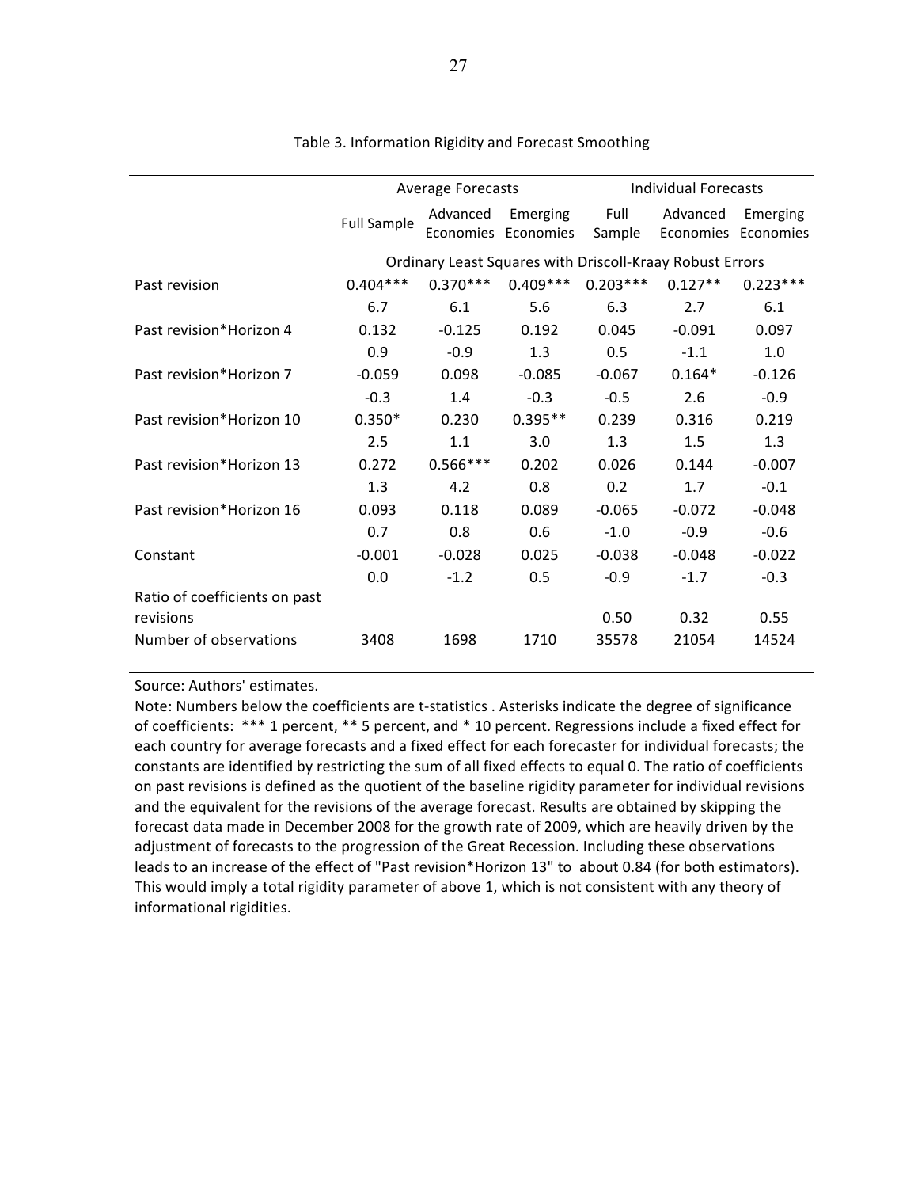Table 3. Information Rigidity and Forecast Smoothing

| | Average Forecasts | | | Individual Forecasts | | |
|---|---|---|---|---|---|---|
| | Full Sample | Advanced Economies | Emerging Economies | Full Sample | Advanced Economies | Emerging Economies |
| | Ordinary Least Squares with Driscoll-Kraay Robust Errors | | | | | |
| Past revision | 0.404*** | 0.370*** | 0.409*** | 0.203*** | 0.127** | 0.223*** |
| | 6.7 | 6.1 | 5.6 | 6.3 | 2.7 | 6.1 |
| Past revision*Horizon 4 | 0.132 | -0.125 | 0.192 | 0.045 | -0.091 | 0.097 |
| | 0.9 | -0.9 | 1.3 | 0.5 | -1.1 | 1.0 |
| Past revision*Horizon 7 | -0.059 | 0.098 | -0.085 | -0.067 | 0.164* | -0.126 |
| | -0.3 | 1.4 | -0.3 | -0.5 | 2.6 | -0.9 |
| Past revision*Horizon 10 | 0.350* | 0.230 | 0.395** | 0.239 | 0.316 | 0.219 |
| | 2.5 | 1.1 | 3.0 | 1.3 | 1.5 | 1.3 |
| Past revision*Horizon 13 | 0.272 | 0.566*** | 0.202 | 0.026 | 0.144 | -0.007 |
| | 1.3 | 4.2 | 0.8 | 0.2 | 1.7 | -0.1 |
| Past revision*Horizon 16 | 0.093 | 0.118 | 0.089 | -0.065 | -0.072 | -0.048 |
| | 0.7 | 0.8 | 0.6 | -1.0 | -0.9 | -0.6 |
| Constant | -0.001 | -0.028 | 0.025 | -0.038 | -0.048 | -0.022 |
| | 0.0 | -1.2 | 0.5 | -0.9 | -1.7 | -0.3 |
| Ratio of coefficients on past revisions | | | | 0.50 | 0.32 | 0.55 |
| Number of observations | 3408 | 1698 | 1710 | 35578 | 21054 | 14524 |

Source: Authors' estimates.

Note: Numbers below the coefficients are t-statistics . Asterisks indicate the degree of significance of coefficients: *** 1 percent, ** 5 percent, and * 10 percent. Regressions include a fixed effect for each country for average forecasts and a fixed effect for each forecaster for individual forecasts; the constants are identified by restricting the sum of all fixed effects to equal 0. The ratio of coefficients on past revisions is defined as the quotient of the baseline rigidity parameter for individual revisions and the equivalent for the revisions of the average forecast. Results are obtained by skipping the forecast data made in December 2008 for the growth rate of 2009, which are heavily driven by the adjustment of forecasts to the progression of the Great Recession. Including these observations leads to an increase of the effect of "Past revision*Horizon 13" to about 0.84 (for both estimators). This would imply a total rigidity parameter of above 1, which is not consistent with any theory of informational rigidities.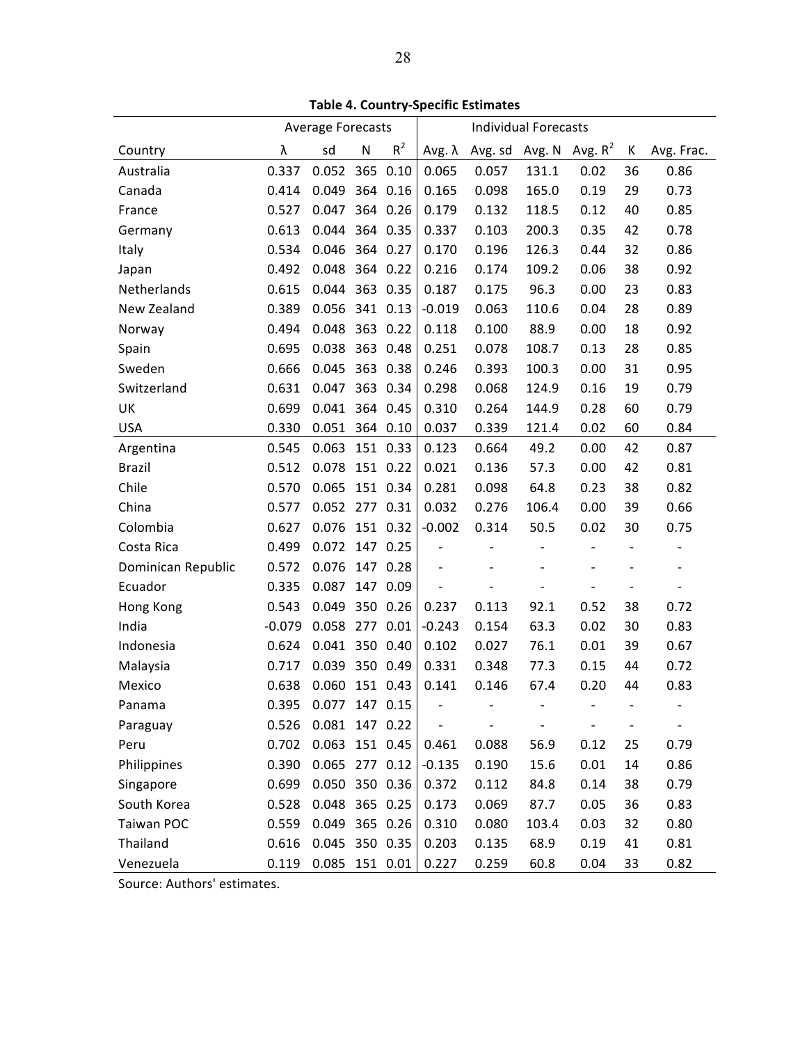**Table 4. Country-Specific Estimates**

| | Average Forecasts | | | | Individual Forecasts | | | | | |
|---|---|---|---|---|---|---|---|---|---|---|
| Country | λ | sd | N | $R^2$ | Avg. λ | Avg. sd | Avg. N | Avg. $R^2$ | K | Avg. Frac. |
| Australia | 0.337 | 0.052 | 365 | 0.10 | 0.065 | 0.057 | 131.1 | 0.02 | 36 | 0.86 |
| Canada | 0.414 | 0.049 | 364 | 0.16 | 0.165 | 0.098 | 165.0 | 0.19 | 29 | 0.73 |
| France | 0.527 | 0.047 | 364 | 0.26 | 0.179 | 0.132 | 118.5 | 0.12 | 40 | 0.85 |
| Germany | 0.613 | 0.044 | 364 | 0.35 | 0.337 | 0.103 | 200.3 | 0.35 | 42 | 0.78 |
| Italy | 0.534 | 0.046 | 364 | 0.27 | 0.170 | 0.196 | 126.3 | 0.44 | 32 | 0.86 |
| Japan | 0.492 | 0.048 | 364 | 0.22 | 0.216 | 0.174 | 109.2 | 0.06 | 38 | 0.92 |
| Netherlands | 0.615 | 0.044 | 363 | 0.35 | 0.187 | 0.175 | 96.3 | 0.00 | 23 | 0.83 |
| New Zealand | 0.389 | 0.056 | 341 | 0.13 | -0.019 | 0.063 | 110.6 | 0.04 | 28 | 0.89 |
| Norway | 0.494 | 0.048 | 363 | 0.22 | 0.118 | 0.100 | 88.9 | 0.00 | 18 | 0.92 |
| Spain | 0.695 | 0.038 | 363 | 0.48 | 0.251 | 0.078 | 108.7 | 0.13 | 28 | 0.85 |
| Sweden | 0.666 | 0.045 | 363 | 0.38 | 0.246 | 0.393 | 100.3 | 0.00 | 31 | 0.95 |
| Switzerland | 0.631 | 0.047 | 363 | 0.34 | 0.298 | 0.068 | 124.9 | 0.16 | 19 | 0.79 |
| UK | 0.699 | 0.041 | 364 | 0.45 | 0.310 | 0.264 | 144.9 | 0.28 | 60 | 0.79 |
| USA | 0.330 | 0.051 | 364 | 0.10 | 0.037 | 0.339 | 121.4 | 0.02 | 60 | 0.84 |
| Argentina | 0.545 | 0.063 | 151 | 0.33 | 0.123 | 0.664 | 49.2 | 0.00 | 42 | 0.87 |
| Brazil | 0.512 | 0.078 | 151 | 0.22 | 0.021 | 0.136 | 57.3 | 0.00 | 42 | 0.81 |
| Chile | 0.570 | 0.065 | 151 | 0.34 | 0.281 | 0.098 | 64.8 | 0.23 | 38 | 0.82 |
| China | 0.577 | 0.052 | 277 | 0.31 | 0.032 | 0.276 | 106.4 | 0.00 | 39 | 0.66 |
| Colombia | 0.627 | 0.076 | 151 | 0.32 | -0.002 | 0.314 | 50.5 | 0.02 | 30 | 0.75 |
| Costa Rica | 0.499 | 0.072 | 147 | 0.25 | - | - | - | - | - | - |
| Dominican Republic | 0.572 | 0.076 | 147 | 0.28 | - | - | - | - | - | - |
| Ecuador | 0.335 | 0.087 | 147 | 0.09 | - | - | - | - | - | - |
| Hong Kong | 0.543 | 0.049 | 350 | 0.26 | 0.237 | 0.113 | 92.1 | 0.52 | 38 | 0.72 |
| India | -0.079 | 0.058 | 277 | 0.01 | -0.243 | 0.154 | 63.3 | 0.02 | 30 | 0.83 |
| Indonesia | 0.624 | 0.041 | 350 | 0.40 | 0.102 | 0.027 | 76.1 | 0.01 | 39 | 0.67 |
| Malaysia | 0.717 | 0.039 | 350 | 0.49 | 0.331 | 0.348 | 77.3 | 0.15 | 44 | 0.72 |
| Mexico | 0.638 | 0.060 | 151 | 0.43 | 0.141 | 0.146 | 67.4 | 0.20 | 44 | 0.83 |
| Panama | 0.395 | 0.077 | 147 | 0.15 | - | - | - | - | - | - |
| Paraguay | 0.526 | 0.081 | 147 | 0.22 | - | - | - | - | - | - |
| Peru | 0.702 | 0.063 | 151 | 0.45 | 0.461 | 0.088 | 56.9 | 0.12 | 25 | 0.79 |
| Philippines | 0.390 | 0.065 | 277 | 0.12 | -0.135 | 0.190 | 15.6 | 0.01 | 14 | 0.86 |
| Singapore | 0.699 | 0.050 | 350 | 0.36 | 0.372 | 0.112 | 84.8 | 0.14 | 38 | 0.79 |
| South Korea | 0.528 | 0.048 | 365 | 0.25 | 0.173 | 0.069 | 87.7 | 0.05 | 36 | 0.83 |
| Taiwan POC | 0.559 | 0.049 | 365 | 0.26 | 0.310 | 0.080 | 103.4 | 0.03 | 32 | 0.80 |
| Thailand | 0.616 | 0.045 | 350 | 0.35 | 0.203 | 0.135 | 68.9 | 0.19 | 41 | 0.81 |
| Venezuela | 0.119 | 0.085 | 151 | 0.01 | 0.227 | 0.259 | 60.8 | 0.04 | 33 | 0.82 |

Source: Authors' estimates.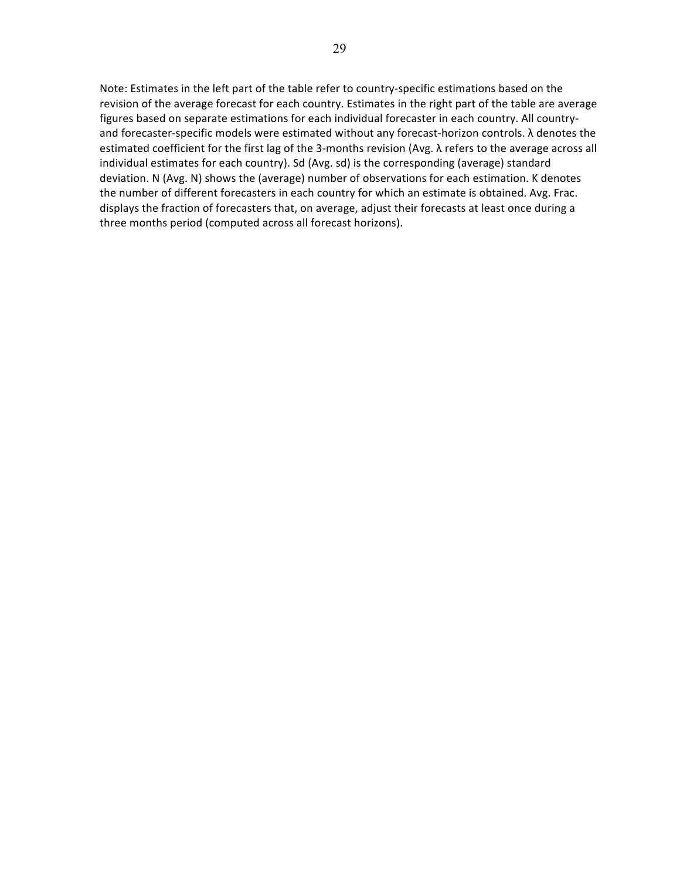Note: Estimates in the left part of the table refer to country-specific estimations based on the revision of the average forecast for each country. Estimates in the right part of the table are average figures based on separate estimations for each individual forecaster in each country. All country- and forecaster-specific models were estimated without any forecast-horizon controls. $\lambda$ denotes the estimated coefficient for the first lag of the 3-months revision (Avg. $\lambda$ refers to the average across all individual estimates for each country). Sd (Avg. sd) is the corresponding (average) standard deviation. N (Avg. N) shows the (average) number of observations for each estimation. K denotes the number of different forecasters in each country for which an estimate is obtained. Avg. Frac. displays the fraction of forecasters that, on average, adjust their forecasts at least once during a three months period (computed across all forecast horizons).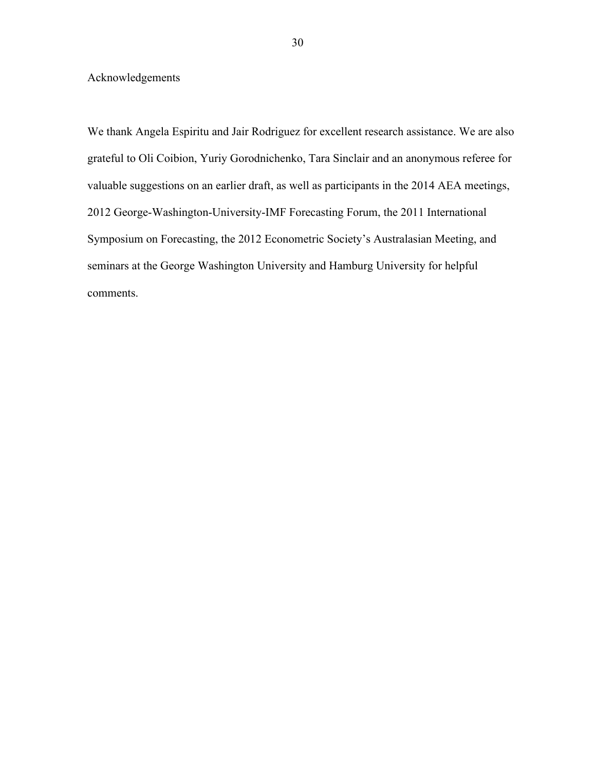## Acknowledgements

We thank Angela Espiritu and Jair Rodriguez for excellent research assistance. We are also grateful to Oli Coibion, Yuriy Gorodnichenko, Tara Sinclair and an anonymous referee for valuable suggestions on an earlier draft, as well as participants in the 2014 AEA meetings, 2012 George-Washington-University-IMF Forecasting Forum, the 2011 International Symposium on Forecasting, the 2012 Econometric Society's Australasian Meeting, and seminars at the George Washington University and Hamburg University for helpful comments.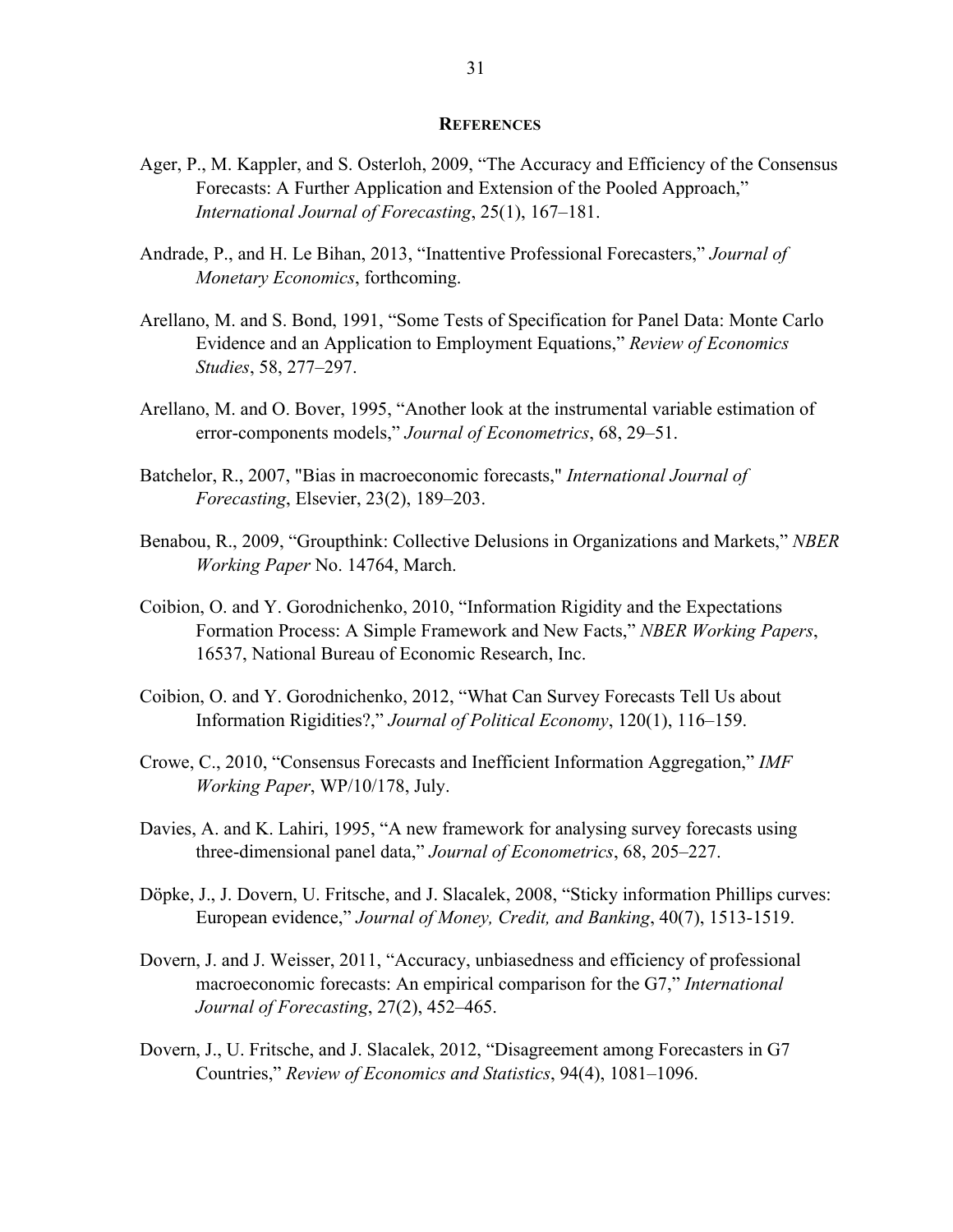## References

Ager, P., M. Kappler, and S. Osterloh, 2009, "The Accuracy and Efficiency of the Consensus Forecasts: A Further Application and Extension of the Pooled Approach," *International Journal of Forecasting*, 25(1), 167–181.

Andrade, P., and H. Le Bihan, 2013, "Inattentive Professional Forecasters," *Journal of Monetary Economics*, forthcoming.

Arellano, M. and S. Bond, 1991, "Some Tests of Specification for Panel Data: Monte Carlo Evidence and an Application to Employment Equations," *Review of Economics Studies*, 58, 277–297.

Arellano, M. and O. Bover, 1995, "Another look at the instrumental variable estimation of error-components models," *Journal of Econometrics*, 68, 29–51.

Batchelor, R., 2007, "Bias in macroeconomic forecasts," *International Journal of Forecasting*, Elsevier, 23(2), 189–203.

Benabou, R., 2009, "Groupthink: Collective Delusions in Organizations and Markets," *NBER Working Paper* No. 14764, March.

Coibion, O. and Y. Gorodnichenko, 2010, "Information Rigidity and the Expectations Formation Process: A Simple Framework and New Facts," *NBER Working Papers*, 16537, National Bureau of Economic Research, Inc.

Coibion, O. and Y. Gorodnichenko, 2012, "What Can Survey Forecasts Tell Us about Information Rigidities?," *Journal of Political Economy*, 120(1), 116–159.

Crowe, C., 2010, "Consensus Forecasts and Inefficient Information Aggregation," *IMF Working Paper*, WP/10/178, July.

Davies, A. and K. Lahiri, 1995, "A new framework for analysing survey forecasts using three-dimensional panel data," *Journal of Econometrics*, 68, 205–227.

Döpke, J., J. Dovern, U. Fritsche, and J. Slacalek, 2008, "Sticky information Phillips curves: European evidence," *Journal of Money, Credit, and Banking*, 40(7), 1513-1519.

Dovern, J. and J. Weisser, 2011, "Accuracy, unbiasedness and efficiency of professional macroeconomic forecasts: An empirical comparison for the G7," *International Journal of Forecasting*, 27(2), 452–465.

Dovern, J., U. Fritsche, and J. Slacalek, 2012, "Disagreement among Forecasters in G7 Countries," *Review of Economics and Statistics*, 94(4), 1081–1096.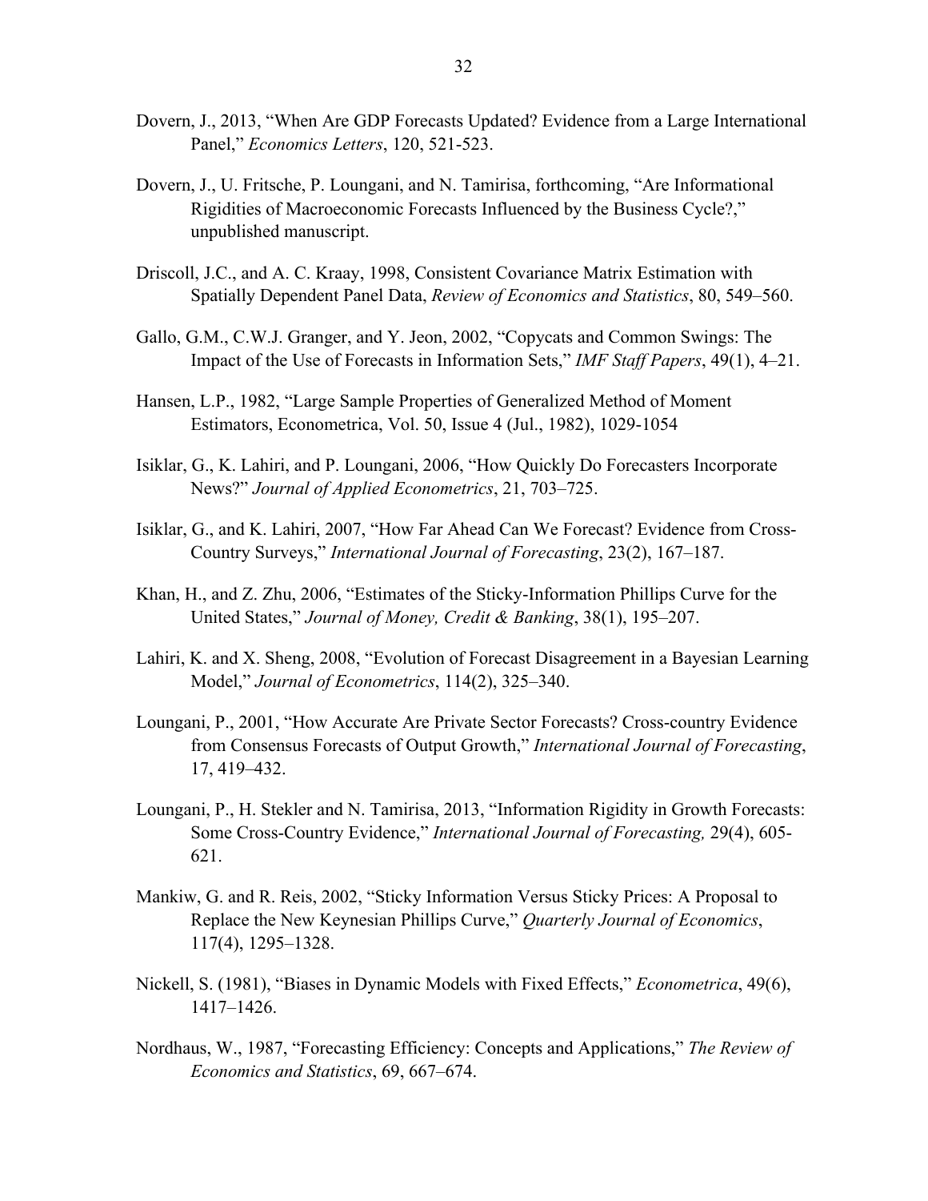Dovern, J., 2013, "When Are GDP Forecasts Updated? Evidence from a Large International Panel," *Economics Letters*, 120, 521-523.

Dovern, J., U. Fritsche, P. Loungani, and N. Tamirisa, forthcoming, "Are Informational Rigidities of Macroeconomic Forecasts Influenced by the Business Cycle?," unpublished manuscript.

Driscoll, J.C., and A. C. Kraay, 1998, Consistent Covariance Matrix Estimation with Spatially Dependent Panel Data, *Review of Economics and Statistics*, 80, 549–560.

Gallo, G.M., C.W.J. Granger, and Y. Jeon, 2002, "Copycats and Common Swings: The Impact of the Use of Forecasts in Information Sets," *IMF Staff Papers*, 49(1), 4–21.

Hansen, L.P., 1982, "Large Sample Properties of Generalized Method of Moment Estimators, Econometrica, Vol. 50, Issue 4 (Jul., 1982), 1029-1054

Isiklar, G., K. Lahiri, and P. Loungani, 2006, "How Quickly Do Forecasters Incorporate News?" *Journal of Applied Econometrics*, 21, 703–725.

Isiklar, G., and K. Lahiri, 2007, "How Far Ahead Can We Forecast? Evidence from Cross-Country Surveys," *International Journal of Forecasting*, 23(2), 167–187.

Khan, H., and Z. Zhu, 2006, "Estimates of the Sticky-Information Phillips Curve for the United States," *Journal of Money, Credit & Banking*, 38(1), 195–207.

Lahiri, K. and X. Sheng, 2008, "Evolution of Forecast Disagreement in a Bayesian Learning Model," *Journal of Econometrics*, 114(2), 325–340.

Loungani, P., 2001, "How Accurate Are Private Sector Forecasts? Cross-country Evidence from Consensus Forecasts of Output Growth," *International Journal of Forecasting*, 17, 419–432.

Loungani, P., H. Stekler and N. Tamirisa, 2013, "Information Rigidity in Growth Forecasts: Some Cross-Country Evidence," *International Journal of Forecasting,* 29(4), 605-621.

Mankiw, G. and R. Reis, 2002, "Sticky Information Versus Sticky Prices: A Proposal to Replace the New Keynesian Phillips Curve," *Quarterly Journal of Economics*, 117(4), 1295–1328.

Nickell, S. (1981), "Biases in Dynamic Models with Fixed Effects," *Econometrica*, 49(6), 1417–1426.

Nordhaus, W., 1987, "Forecasting Efficiency: Concepts and Applications," *The Review of Economics and Statistics*, 69, 667–674.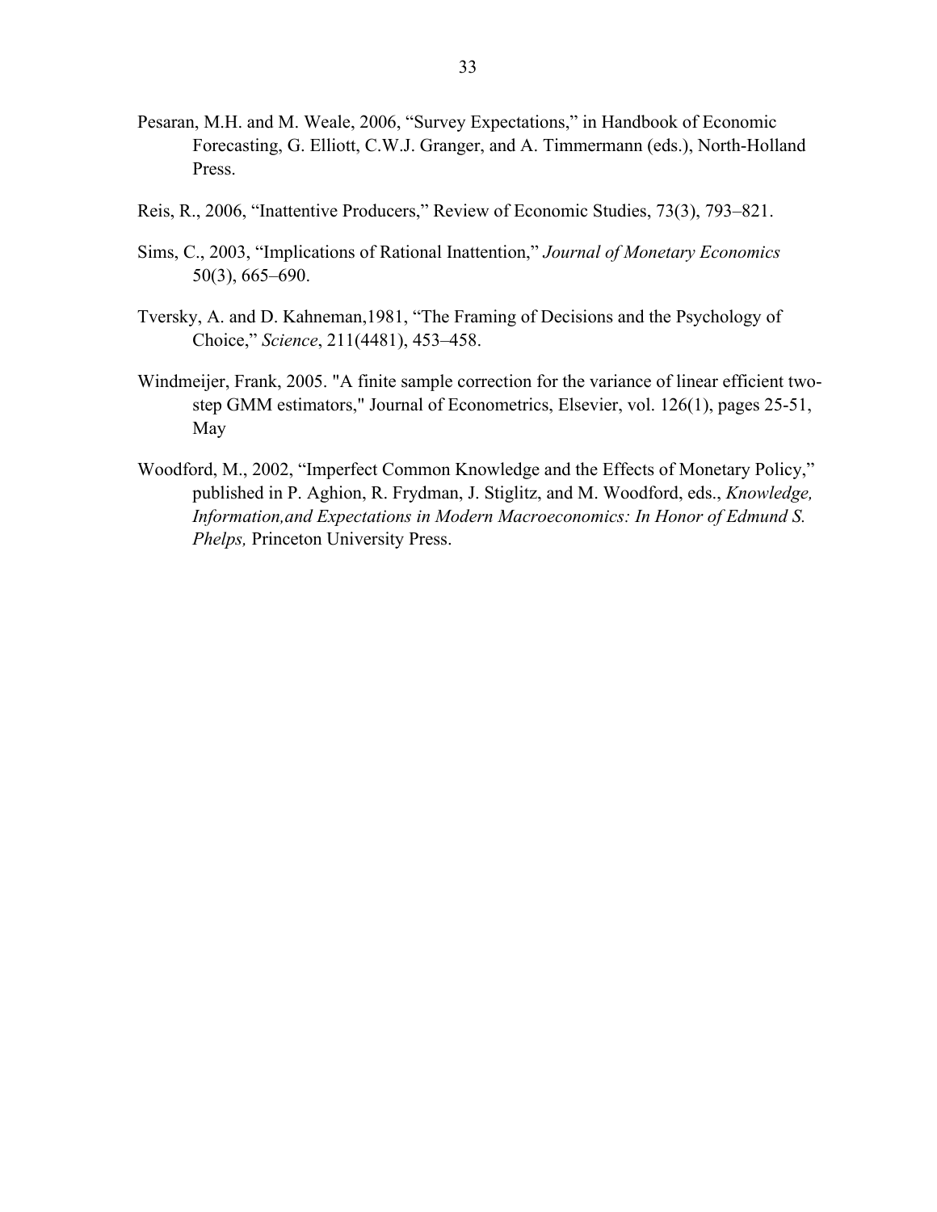Pesaran, M.H. and M. Weale, 2006, “Survey Expectations,” in Handbook of Economic Forecasting, G. Elliott, C.W.J. Granger, and A. Timmermann (eds.), North-Holland Press.

Reis, R., 2006, “Inattentive Producers,” Review of Economic Studies, 73(3), 793–821.

Sims, C., 2003, “Implications of Rational Inattention,” *Journal of Monetary Economics* 50(3), 665–690.

Tversky, A. and D. Kahneman,1981, “The Framing of Decisions and the Psychology of Choice,” *Science*, 211(4481), 453–458.

Windmeijer, Frank, 2005. "A finite sample correction for the variance of linear efficient two-step GMM estimators," Journal of Econometrics, Elsevier, vol. 126(1), pages 25-51, May

Woodford, M., 2002, “Imperfect Common Knowledge and the Effects of Monetary Policy,” published in P. Aghion, R. Frydman, J. Stiglitz, and M. Woodford, eds., *Knowledge, Information,and Expectations in Modern Macroeconomics: In Honor of Edmund S. Phelps,* Princeton University Press.